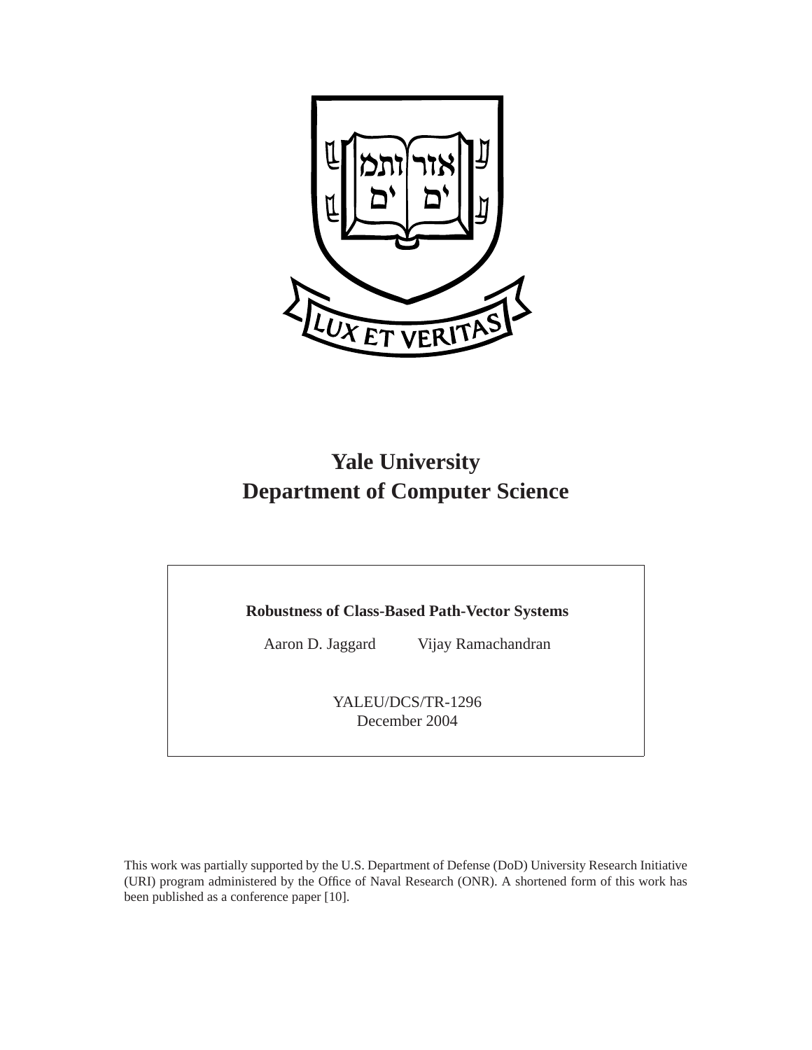# Yale University
# Department of Computer Science

**Robustness of Class-Based Path-Vector Systems**

Aaron D. Jaggard Vijay Ramachandran

YALEU/DCS/TR-1296
December 2004

This work was partially supported by the U.S. Department of Defense (DoD) University Research Initiative (URI) program administered by the Office of Naval Research (ONR). A shortened form of this work has been published as a conference paper [10].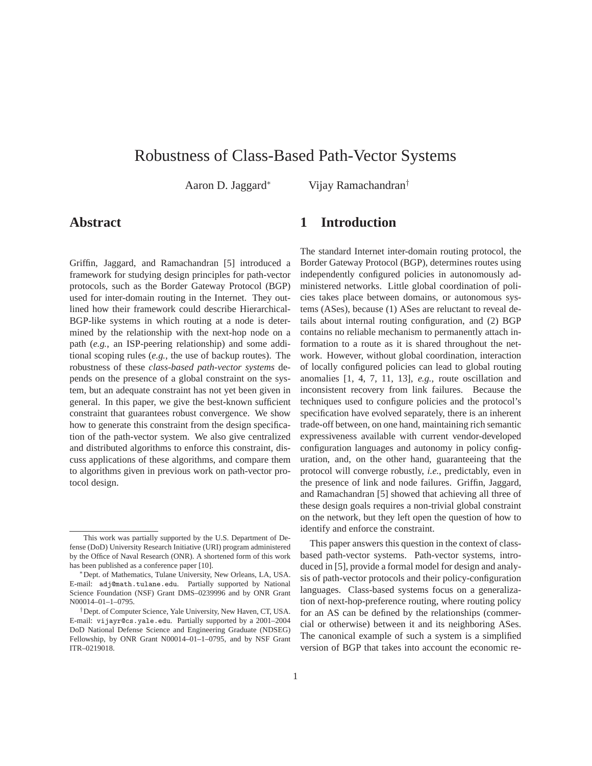# Robustness of Class-Based Path-Vector Systems

Aaron D. Jaggard* Vijay Ramachandran†

## Abstract

Griffin, Jaggard, and Ramachandran [5] introduced a framework for studying design principles for path-vector protocols, such as the Border Gateway Protocol (BGP) used for inter-domain routing in the Internet. They outlined how their framework could describe Hierarchical-BGP-like systems in which routing at a node is determined by the relationship with the next-hop node on a path (*e.g.*, an ISP-peering relationship) and some additional scoping rules (*e.g.*, the use of backup routes). The robustness of these *class-based path-vector systems* depends on the presence of a global constraint on the system, but an adequate constraint has not yet been given in general. In this paper, we give the best-known sufficient constraint that guarantees robust convergence. We show how to generate this constraint from the design specification of the path-vector system. We also give centralized and distributed algorithms to enforce this constraint, discuss applications of these algorithms, and compare them to algorithms given in previous work on path-vector protocol design.

## 1 Introduction

The standard Internet inter-domain routing protocol, the Border Gateway Protocol (BGP), determines routes using independently configured policies in autonomously administered networks. Little global coordination of policies takes place between domains, or autonomous systems (ASes), because (1) ASes are reluctant to reveal details about internal routing configuration, and (2) BGP contains no reliable mechanism to permanently attach information to a route as it is shared throughout the network. However, without global coordination, interaction of locally configured policies can lead to global routing anomalies [1, 4, 7, 11, 13], *e.g.*, route oscillation and inconsistent recovery from link failures. Because the techniques used to configure policies and the protocol's specification have evolved separately, there is an inherent trade-off between, on one hand, maintaining rich semantic expressiveness available with current vendor-developed configuration languages and autonomy in policy configuration, and, on the other hand, guaranteeing that the protocol will converge robustly, *i.e.*, predictably, even in the presence of link and node failures. Griffin, Jaggard, and Ramachandran [5] showed that achieving all three of these design goals requires a non-trivial global constraint on the network, but they left open the question of how to identify and enforce the constraint.

This paper answers this question in the context of class-based path-vector systems. Path-vector systems, introduced in [5], provide a formal model for design and analysis of path-vector protocols and their policy-configuration languages. Class-based systems focus on a generalization of next-hop-preference routing, where routing policy for an AS can be defined by the relationships (commercial or otherwise) between it and its neighboring ASes. The canonical example of such a system is a simplified version of BGP that takes into account the economic re-

---

This work was partially supported by the U.S. Department of Defense (DoD) University Research Initiative (URI) program administered by the Office of Naval Research (ONR). A shortened form of this work has been published as a conference paper [10].

*Dept. of Mathematics, Tulane University, New Orleans, LA, USA. E-mail: `adj@math.tulane.edu`. Partially supported by National Science Foundation (NSF) Grant DMS–0239996 and by ONR Grant N00014–01–1–0795.

†Dept. of Computer Science, Yale University, New Haven, CT, USA. E-mail: `vijayr@cs.yale.edu`. Partially supported by a 2001–2004 DoD National Defense Science and Engineering Graduate (NDSEG) Fellowship, by ONR Grant N00014–01–1–0795, and by NSF Grant ITR–0219018.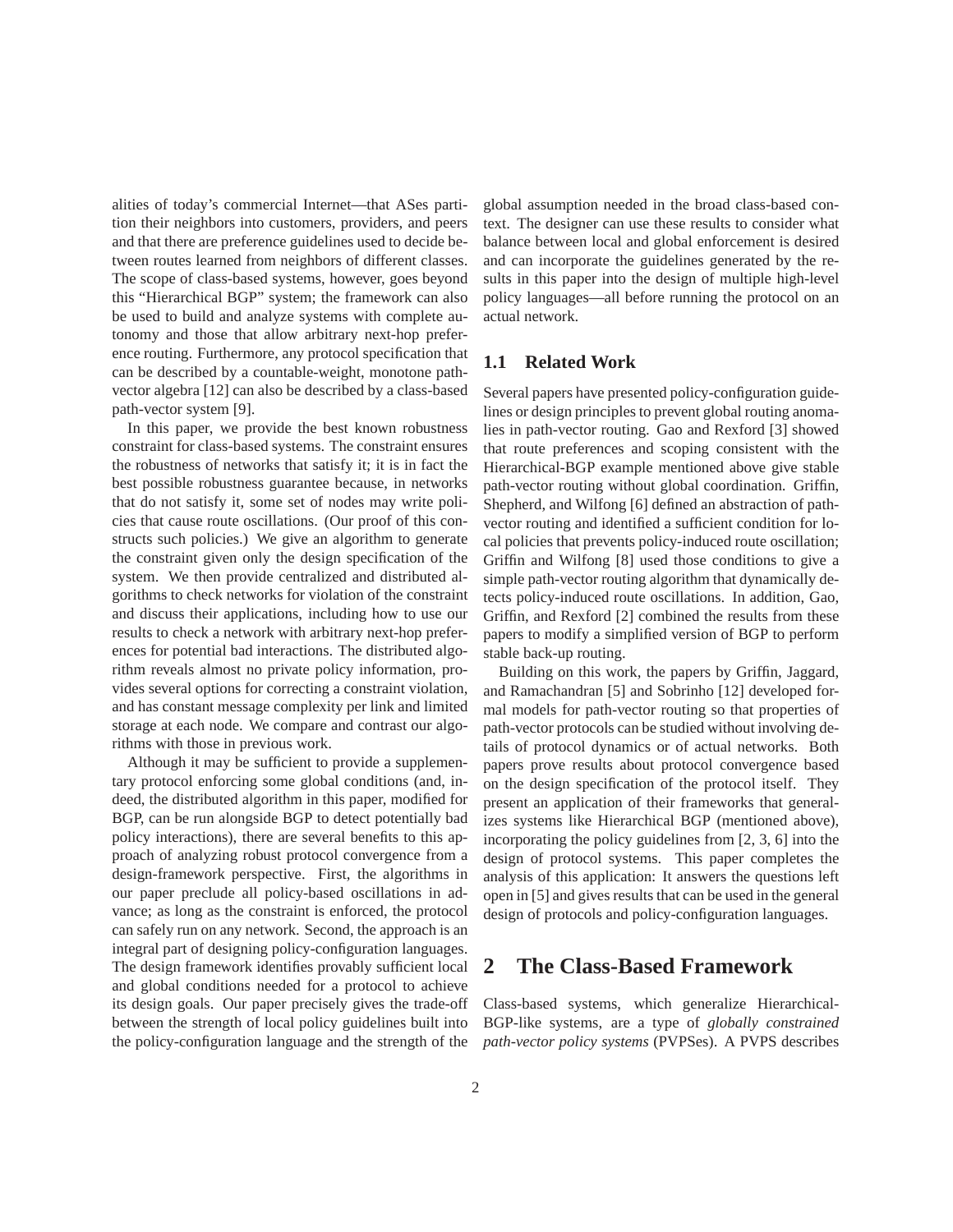alities of today's commercial Internet—that ASes partition their neighbors into customers, providers, and peers and that there are preference guidelines used to decide between routes learned from neighbors of different classes. The scope of class-based systems, however, goes beyond this "Hierarchical BGP" system; the framework can also be used to build and analyze systems with complete autonomy and those that allow arbitrary next-hop preference routing. Furthermore, any protocol specification that can be described by a countable-weight, monotone path-vector algebra [12] can also be described by a class-based path-vector system [9].

In this paper, we provide the best known robustness constraint for class-based systems. The constraint ensures the robustness of networks that satisfy it; it is in fact the best possible robustness guarantee because, in networks that do not satisfy it, some set of nodes may write policies that cause route oscillations. (Our proof of this constructs such policies.) We give an algorithm to generate the constraint given only the design specification of the system. We then provide centralized and distributed algorithms to check networks for violation of the constraint and discuss their applications, including how to use our results to check a network with arbitrary next-hop preferences for potential bad interactions. The distributed algorithm reveals almost no private policy information, provides several options for correcting a constraint violation, and has constant message complexity per link and limited storage at each node. We compare and contrast our algorithms with those in previous work.

Although it may be sufficient to provide a supplementary protocol enforcing some global conditions (and, indeed, the distributed algorithm in this paper, modified for BGP, can be run alongside BGP to detect potentially bad policy interactions), there are several benefits to this approach of analyzing robust protocol convergence from a design-framework perspective. First, the algorithms in our paper preclude all policy-based oscillations in advance; as long as the constraint is enforced, the protocol can safely run on any network. Second, the approach is an integral part of designing policy-configuration languages. The design framework identifies provably sufficient local and global conditions needed for a protocol to achieve its design goals. Our paper precisely gives the trade-off between the strength of local policy guidelines built into the policy-configuration language and the strength of the global assumption needed in the broad class-based context. The designer can use these results to consider what balance between local and global enforcement is desired and can incorporate the guidelines generated by the results in this paper into the design of multiple high-level policy languages—all before running the protocol on an actual network.

## 1.1 Related Work

Several papers have presented policy-configuration guidelines or design principles to prevent global routing anomalies in path-vector routing. Gao and Rexford [3] showed that route preferences and scoping consistent with the Hierarchical-BGP example mentioned above give stable path-vector routing without global coordination. Griffin, Shepherd, and Wilfong [6] defined an abstraction of path-vector routing and identified a sufficient condition for local policies that prevents policy-induced route oscillation; Griffin and Wilfong [8] used those conditions to give a simple path-vector routing algorithm that dynamically detects policy-induced route oscillations. In addition, Gao, Griffin, and Rexford [2] combined the results from these papers to modify a simplified version of BGP to perform stable back-up routing.

Building on this work, the papers by Griffin, Jaggard, and Ramachandran [5] and Sobrinho [12] developed formal models for path-vector routing so that properties of path-vector protocols can be studied without involving details of protocol dynamics or of actual networks. Both papers prove results about protocol convergence based on the design specification of the protocol itself. They present an application of their frameworks that generalizes systems like Hierarchical BGP (mentioned above), incorporating the policy guidelines from [2, 3, 6] into the design of protocol systems. This paper completes the analysis of this application: It answers the questions left open in [5] and gives results that can be used in the general design of protocols and policy-configuration languages.

# 2 The Class-Based Framework

Class-based systems, which generalize Hierarchical-BGP-like systems, are a type of *globally constrained path-vector policy systems* (PVPSes). A PVPS describes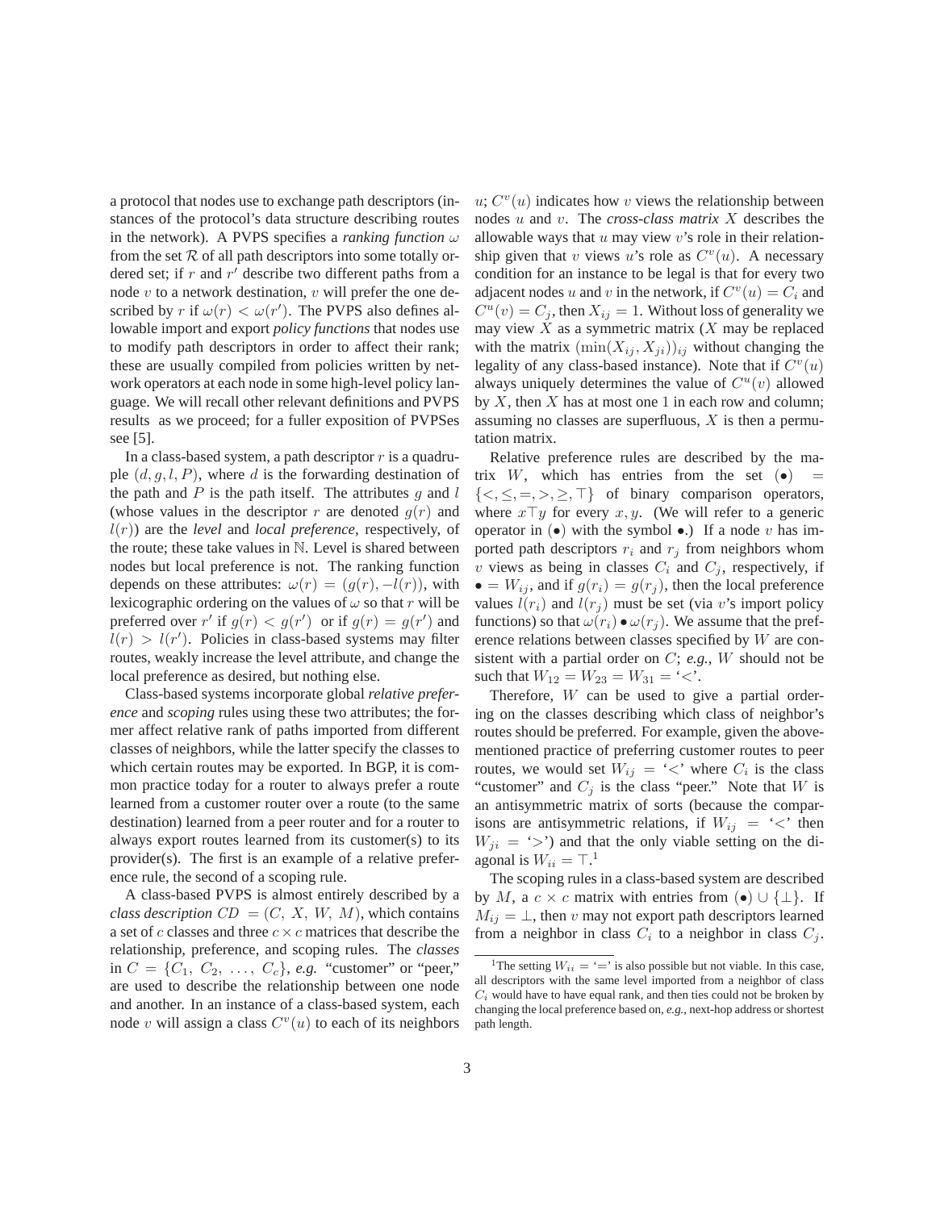a protocol that nodes use to exchange path descriptors (instances of the protocol's data structure describing routes in the network). A PVPS specifies a *ranking function* $\omega$ from the set $\mathcal{R}$ of all path descriptors into some totally ordered set; if $r$ and $r'$ describe two different paths from a node $v$ to a network destination, $v$ will prefer the one described by $r$ if $\omega(r) < \omega(r')$. The PVPS also defines allowable import and export *policy functions* that nodes use to modify path descriptors in order to affect their rank; these are usually compiled from policies written by network operators at each node in some high-level policy language. We will recall other relevant definitions and PVPS results as we proceed; for a fuller exposition of PVPSes see [5].

In a class-based system, a path descriptor $r$ is a quadruple $(d, g, l, P)$, where $d$ is the forwarding destination of the path and $P$ is the path itself. The attributes $g$ and $l$ (whose values in the descriptor $r$ are denoted $g(r)$ and $l(r)$) are the *level* and *local preference*, respectively, of the route; these take values in $\mathbb{N}$. Level is shared between nodes but local preference is not. The ranking function depends on these attributes: $\omega(r) = (g(r), -l(r))$, with lexicographic ordering on the values of $\omega$ so that $r$ will be preferred over $r'$ if $g(r) < g(r')$ or if $g(r) = g(r')$ and $l(r) > l(r')$. Policies in class-based systems may filter routes, weakly increase the level attribute, and change the local preference as desired, but nothing else.

Class-based systems incorporate global *relative preference* and *scoping* rules using these two attributes; the former affect relative rank of paths imported from different classes of neighbors, while the latter specify the classes to which certain routes may be exported. In BGP, it is common practice today for a router to always prefer a route learned from a customer router over a route (to the same destination) learned from a peer router and for a router to always export routes learned from its customer(s) to its provider(s). The first is an example of a relative preference rule, the second of a scoping rule.

A class-based PVPS is almost entirely described by a *class description* $CD = (C, X, W, M)$, which contains a set of $c$ classes and three $c \times c$ matrices that describe the relationship, preference, and scoping rules. The *classes* in $C = \{C_1, C_2, \ldots, C_c\}$, *e.g.* "customer" or "peer," are used to describe the relationship between one node and another. In an instance of a class-based system, each node $v$ will assign a class $C^v(u)$ to each of its neighbors $u$; $C^v(u)$ indicates how $v$ views the relationship between nodes $u$ and $v$. The *cross-class matrix* $X$ describes the allowable ways that $u$ may view $v$'s role in their relationship given that $v$ views $u$'s role as $C^v(u)$. A necessary condition for an instance to be legal is that for every two adjacent nodes $u$ and $v$ in the network, if $C^v(u) = C_i$ and $C^u(v) = C_j$, then $X_{ij} = 1$. Without loss of generality we may view $X$ as a symmetric matrix ($X$ may be replaced with the matrix $(\min(X_{ij}, X_{ji}))_{ij}$ without changing the legality of any class-based instance). Note that if $C^v(u)$ always uniquely determines the value of $C^u(v)$ allowed by $X$, then $X$ has at most one 1 in each row and column; assuming no classes are superfluous, $X$ is then a permutation matrix.

Relative preference rules are described by the matrix $W$, which has entries from the set $(\bullet) = \{<, \leq, =, >, \geq, \top\}$ of binary comparison operators, where $x \top y$ for every $x, y$. (We will refer to a generic operator in $(\bullet)$ with the symbol $\bullet$.) If a node $v$ has imported path descriptors $r_i$ and $r_j$ from neighbors whom $v$ views as being in classes $C_i$ and $C_j$, respectively, if $\bullet = W_{ij}$, and if $g(r_i) = g(r_j)$, then the local preference values $l(r_i)$ and $l(r_j)$ must be set (via $v$'s import policy functions) so that $\omega(r_i) \bullet \omega(r_j)$. We assume that the preference relations between classes specified by $W$ are consistent with a partial order on $C$; *e.g.*, $W$ should not be such that $W_{12} = W_{23} = W_{31} =$ '$<$'.

Therefore, $W$ can be used to give a partial ordering on the classes describing which class of neighbor's routes should be preferred. For example, given the above-mentioned practice of preferring customer routes to peer routes, we would set $W_{ij} =$ '$<$' where $C_i$ is the class "customer" and $C_j$ is the class "peer." Note that $W$ is an antisymmetric matrix of sorts (because the comparisons are antisymmetric relations, if $W_{ij} =$ '$<$' then $W_{ji} =$ '$>$') and that the only viable setting on the diagonal is $W_{ii} = \top$.[1]

The scoping rules in a class-based system are described by $M$, a $c \times c$ matrix with entries from $(\bullet) \cup \{\bot\}$. If $M_{ij} = \bot$, then $v$ may not export path descriptors learned from a neighbor in class $C_i$ to a neighbor in class $C_j$.

[1] The setting $W_{ii} =$ '$=$' is also possible but not viable. In this case, all descriptors with the same level imported from a neighbor of class $C_i$ would have to have equal rank, and then ties could not be broken by changing the local preference based on, *e.g.*, next-hop address or shortest path length.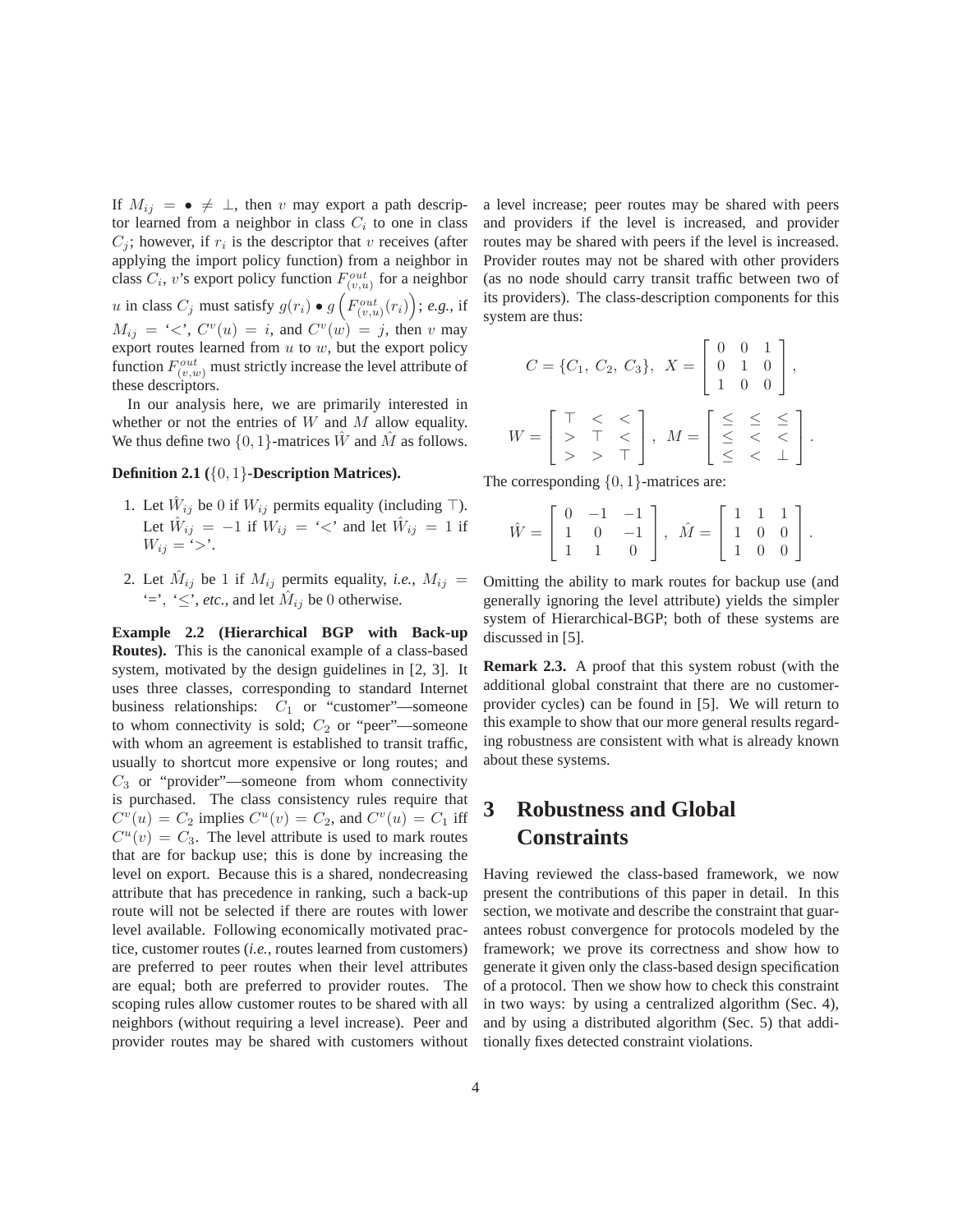If $M_{ij} = \bullet \neq \perp$, then $v$ may export a path descriptor learned from a neighbor in class $C_i$ to one in class $C_j$; however, if $r_i$ is the descriptor that $v$ receives (after applying the import policy function) from a neighbor in class $C_i$, $v$'s export policy function $F^{out}_{(v,u)}$ for a neighbor $u$ in class $C_j$ must satisfy $g(r_i) \bullet g\left(F^{out}_{(v,u)}(r_i)\right)$; *e.g.*, if $M_{ij} =$ '$<$', $C^v(u) = i$, and $C^v(w) = j$, then $v$ may export routes learned from $u$ to $w$, but the export policy function $F^{out}_{(v,w)}$ must strictly increase the level attribute of these descriptors.

In our analysis here, we are primarily interested in whether or not the entries of $W$ and $M$ allow equality. We thus define two $\{0,1\}$-matrices $\hat{W}$ and $\hat{M}$ as follows.

**Definition 2.1 ($\{0,1\}$-Description Matrices).**

1. Let $\hat{W}_{ij}$ be 0 if $W_{ij}$ permits equality (including $\top$). Let $\hat{W}_{ij} = -1$ if $W_{ij} =$ '$<$' and let $\hat{W}_{ij} = 1$ if $W_{ij} =$ '$>$'.
2. Let $\hat{M}_{ij}$ be 1 if $M_{ij}$ permits equality, *i.e.*, $M_{ij} =$ '$=$', '$\leq$', *etc.*, and let $\hat{M}_{ij}$ be 0 otherwise.

**Example 2.2 (Hierarchical BGP with Back-up Routes).** This is the canonical example of a class-based system, motivated by the design guidelines in [2, 3]. It uses three classes, corresponding to standard Internet business relationships: $C_1$ or "customer"—someone to whom connectivity is sold; $C_2$ or "peer"—someone with whom an agreement is established to transit traffic, usually to shortcut more expensive or long routes; and $C_3$ or "provider"—someone from whom connectivity is purchased. The class consistency rules require that $C^v(u) = C_2$ implies $C^u(v) = C_2$, and $C^v(u) = C_1$ iff $C^u(v) = C_3$. The level attribute is used to mark routes that are for backup use; this is done by increasing the level on export. Because this is a shared, nondecreasing attribute that has precedence in ranking, such a back-up route will not be selected if there are routes with lower level available. Following economically motivated practice, customer routes (*i.e.*, routes learned from customers) are preferred to peer routes when their level attributes are equal; both are preferred to provider routes. The scoping rules allow customer routes to be shared with all neighbors (without requiring a level increase). Peer and provider routes may be shared with customers without a level increase; peer routes may be shared with peers and providers if the level is increased, and provider routes may be shared with peers if the level is increased. Provider routes may not be shared with other providers (as no node should carry transit traffic between two of its providers). The class-description components for this system are thus:

$$C = \{C_1,\ C_2,\ C_3\},\ \ X = \begin{bmatrix} 0 & 0 & 1 \\ 0 & 1 & 0 \\ 1 & 0 & 0 \end{bmatrix},$$

$$W = \begin{bmatrix} \top & < & < \\ > & \top & < \\ > & > & \top \end{bmatrix},\ \ M = \begin{bmatrix} \leq & \leq & \leq \\ \leq & < & < \\ \leq & < & \perp \end{bmatrix}.$$

The corresponding $\{0,1\}$-matrices are:

$$\hat{W} = \begin{bmatrix} 0 & -1 & -1 \\ 1 & 0 & -1 \\ 1 & 1 & 0 \end{bmatrix},\ \ \hat{M} = \begin{bmatrix} 1 & 1 & 1 \\ 1 & 0 & 0 \\ 1 & 0 & 0 \end{bmatrix}.$$

Omitting the ability to mark routes for backup use (and generally ignoring the level attribute) yields the simpler system of Hierarchical-BGP; both of these systems are discussed in [5].

**Remark 2.3.** A proof that this system robust (with the additional global constraint that there are no customer-provider cycles) can be found in [5]. We will return to this example to show that our more general results regarding robustness are consistent with what is already known about these systems.

# 3 Robustness and Global Constraints

Having reviewed the class-based framework, we now present the contributions of this paper in detail. In this section, we motivate and describe the constraint that guarantees robust convergence for protocols modeled by the framework; we prove its correctness and show how to generate it given only the class-based design specification of a protocol. Then we show how to check this constraint in two ways: by using a centralized algorithm (Sec. 4), and by using a distributed algorithm (Sec. 5) that additionally fixes detected constraint violations.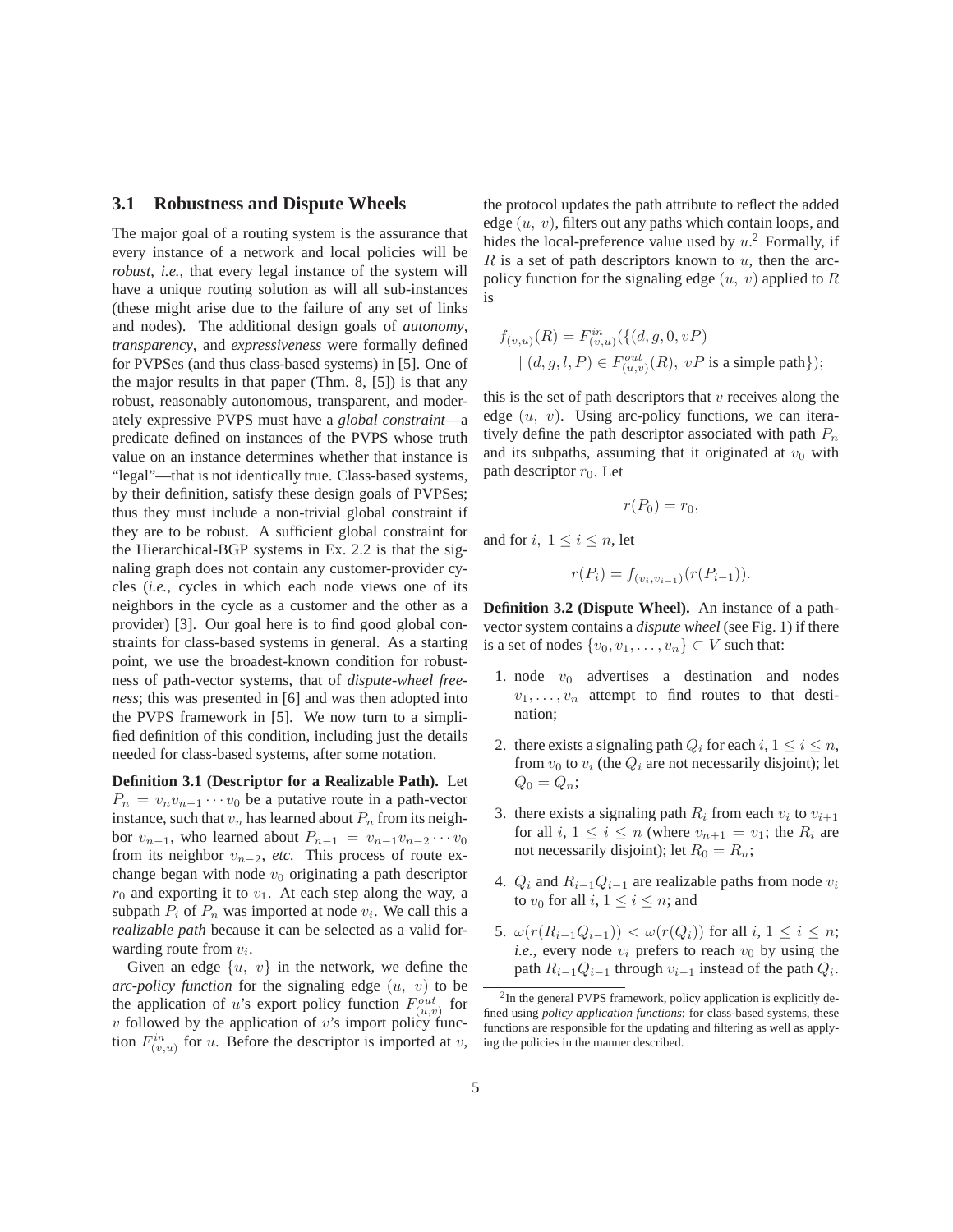### 3.1 Robustness and Dispute Wheels

The major goal of a routing system is the assurance that every instance of a network and local policies will be *robust*, *i.e.*, that every legal instance of the system will have a unique routing solution as will all sub-instances (these might arise due to the failure of any set of links and nodes). The additional design goals of *autonomy*, *transparency*, and *expressiveness* were formally defined for PVPSes (and thus class-based systems) in [5]. One of the major results in that paper (Thm. 8, [5]) is that any robust, reasonably autonomous, transparent, and moderately expressive PVPS must have a *global constraint*—a predicate defined on instances of the PVPS whose truth value on an instance determines whether that instance is "legal"—that is not identically true. Class-based systems, by their definition, satisfy these design goals of PVPSes; thus they must include a non-trivial global constraint if they are to be robust. A sufficient global constraint for the Hierarchical-BGP systems in Ex. 2.2 is that the signaling graph does not contain any customer-provider cycles (*i.e.*, cycles in which each node views one of its neighbors in the cycle as a customer and the other as a provider) [3]. Our goal here is to find good global constraints for class-based systems in general. As a starting point, we use the broadest-known condition for robustness of path-vector systems, that of *dispute-wheel freeness*; this was presented in [6] and was then adopted into the PVPS framework in [5]. We now turn to a simplified definition of this condition, including just the details needed for class-based systems, after some notation.

**Definition 3.1 (Descriptor for a Realizable Path).** Let $P_n = v_n v_{n-1} \cdots v_0$ be a putative route in a path-vector instance, such that $v_n$ has learned about $P_n$ from its neighbor $v_{n-1}$, who learned about $P_{n-1} = v_{n-1}v_{n-2}\cdots v_0$ from its neighbor $v_{n-2}$, *etc.* This process of route exchange began with node $v_0$ originating a path descriptor $r_0$ and exporting it to $v_1$. At each step along the way, a subpath $P_i$ of $P_n$ was imported at node $v_i$. We call this a *realizable path* because it can be selected as a valid forwarding route from $v_i$.

Given an edge $\{u, v\}$ in the network, we define the *arc-policy function* for the signaling edge $(u, v)$ to be the application of $u$'s export policy function $F^{out}_{(u,v)}$ for $v$ followed by the application of $v$'s import policy function $F^{in}_{(v,u)}$ for $u$. Before the descriptor is imported at $v$, the protocol updates the path attribute to reflect the added edge $(u, v)$, filters out any paths which contain loops, and hides the local-preference value used by $u$.[2] Formally, if $R$ is a set of path descriptors known to $u$, then the arc-policy function for the signaling edge $(u, v)$ applied to $R$ is

$$f_{(v,u)}(R) = F^{in}_{(v,u)}(\{(d, g, 0, vP) \mid (d, g, l, P) \in F^{out}_{(u,v)}(R),\ vP \text{ is a simple path}\});$$

this is the set of path descriptors that $v$ receives along the edge $(u, v)$. Using arc-policy functions, we can iteratively define the path descriptor associated with path $P_n$ and its subpaths, assuming that it originated at $v_0$ with path descriptor $r_0$. Let

$$r(P_0) = r_0,$$

and for $i,\ 1 \le i \le n$, let

$$r(P_i) = f_{(v_i, v_{i-1})}(r(P_{i-1})).$$

**Definition 3.2 (Dispute Wheel).** An instance of a path-vector system contains a *dispute wheel* (see Fig. 1) if there is a set of nodes $\{v_0, v_1, \ldots, v_n\} \subset V$ such that:

1. node $v_0$ advertises a destination and nodes $v_1, \ldots, v_n$ attempt to find routes to that destination;
2. there exists a signaling path $Q_i$ for each $i, 1 \le i \le n$, from $v_0$ to $v_i$ (the $Q_i$ are not necessarily disjoint); let $Q_0 = Q_n$;
3. there exists a signaling path $R_i$ from each $v_i$ to $v_{i+1}$ for all $i,\ 1 \le i \le n$ (where $v_{n+1} = v_1$; the $R_i$ are not necessarily disjoint); let $R_0 = R_n$;
4. $Q_i$ and $R_{i-1}Q_{i-1}$ are realizable paths from node $v_i$ to $v_0$ for all $i,\ 1 \le i \le n$; and
5. $\omega(r(R_{i-1}Q_{i-1})) < \omega(r(Q_i))$ for all $i,\ 1 \le i \le n$; *i.e.*, every node $v_i$ prefers to reach $v_0$ by using the path $R_{i-1}Q_{i-1}$ through $v_{i-1}$ instead of the path $Q_i$.

[2] In the general PVPS framework, policy application is explicitly defined using *policy application functions*; for class-based systems, these functions are responsible for the updating and filtering as well as applying the policies in the manner described.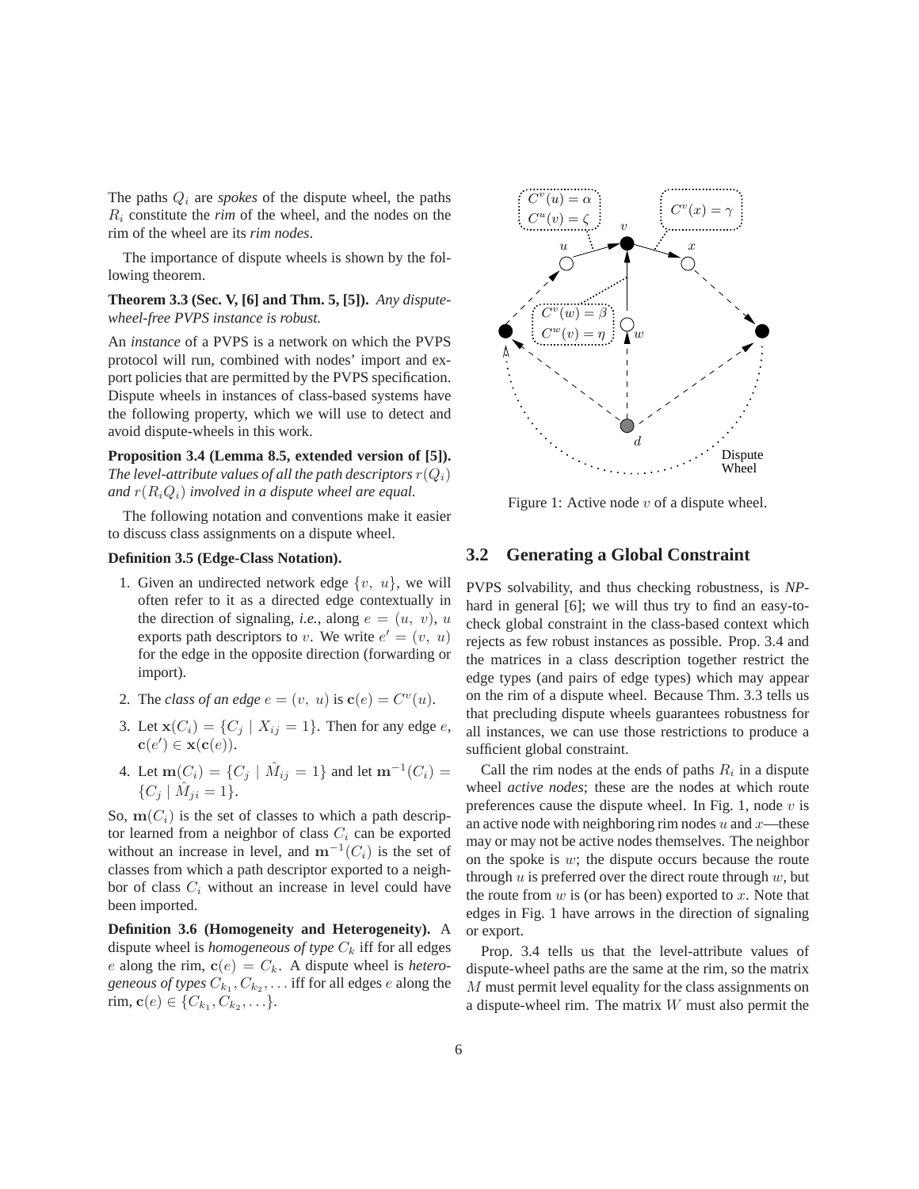The paths $Q_i$ are *spokes* of the dispute wheel, the paths $R_i$ constitute the *rim* of the wheel, and the nodes on the rim of the wheel are its *rim nodes*.

The importance of dispute wheels is shown by the following theorem.

**Theorem 3.3 (Sec. V, [6] and Thm. 5, [5]).** *Any dispute-wheel-free PVPS instance is robust.*

An *instance* of a PVPS is a network on which the PVPS protocol will run, combined with nodes' import and export policies that are permitted by the PVPS specification. Dispute wheels in instances of class-based systems have the following property, which we will use to detect and avoid dispute-wheels in this work.

**Proposition 3.4 (Lemma 8.5, extended version of [5]).** *The level-attribute values of all the path descriptors $r(Q_i)$ and $r(R_iQ_i)$ involved in a dispute wheel are equal.*

The following notation and conventions make it easier to discuss class assignments on a dispute wheel.

**Definition 3.5 (Edge-Class Notation).**

1. Given an undirected network edge $\{v,\ u\}$, we will often refer to it as a directed edge contextually in the direction of signaling, *i.e.*, along $e = (u,\ v)$, $u$ exports path descriptors to $v$. We write $e' = (v,\ u)$ for the edge in the opposite direction (forwarding or import).
2. The *class of an edge* $e = (v,\ u)$ is $\mathbf{c}(e) = C^v(u)$.
3. Let $\mathbf{x}(C_i) = \{C_j \mid X_{ij} = 1\}$. Then for any edge $e$, $\mathbf{c}(e') \in \mathbf{x}(\mathbf{c}(e))$.
4. Let $\mathbf{m}(C_i) = \{C_j \mid \hat{M}_{ij} = 1\}$ and let $\mathbf{m}^{-1}(C_i) = \{C_j \mid \hat{M}_{ji} = 1\}$.

So, $\mathbf{m}(C_i)$ is the set of classes to which a path descriptor learned from a neighbor of class $C_i$ can be exported without an increase in level, and $\mathbf{m}^{-1}(C_i)$ is the set of classes from which a path descriptor exported to a neighbor of class $C_i$ without an increase in level could have been imported.

**Definition 3.6 (Homogeneity and Heterogeneity).** A dispute wheel is *homogeneous of type $C_k$* iff for all edges $e$ along the rim, $\mathbf{c}(e) = C_k$. A dispute wheel is *heterogeneous of types $C_{k_1}, C_{k_2}, \ldots$* iff for all edges $e$ along the rim, $\mathbf{c}(e) \in \{C_{k_1}, C_{k_2}, \ldots\}$.

Figure 1: Active node $v$ of a dispute wheel.

## 3.2 Generating a Global Constraint

PVPS solvability, and thus checking robustness, is *NP*-hard in general [6]; we will thus try to find an easy-to-check global constraint in the class-based context which rejects as few robust instances as possible. Prop. 3.4 and the matrices in a class description together restrict the edge types (and pairs of edge types) which may appear on the rim of a dispute wheel. Because Thm. 3.3 tells us that precluding dispute wheels guarantees robustness for all instances, we can use those restrictions to produce a sufficient global constraint.

Call the rim nodes at the ends of paths $R_i$ in a dispute wheel *active nodes*; these are the nodes at which route preferences cause the dispute wheel. In Fig. 1, node $v$ is an active node with neighboring rim nodes $u$ and $x$—these may or may not be active nodes themselves. The neighbor on the spoke is $w$; the dispute occurs because the route through $u$ is preferred over the direct route through $w$, but the route from $w$ is (or has been) exported to $x$. Note that edges in Fig. 1 have arrows in the direction of signaling or export.

Prop. 3.4 tells us that the level-attribute values of dispute-wheel paths are the same at the rim, so the matrix $M$ must permit level equality for the class assignments on a dispute-wheel rim. The matrix $W$ must also permit the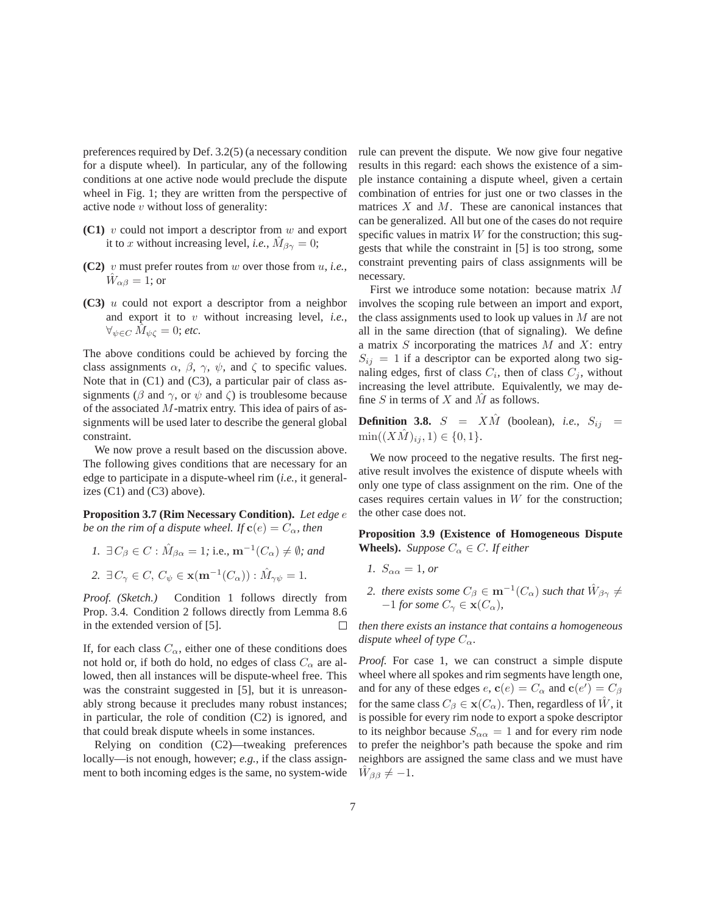preferences required by Def. 3.2(5) (a necessary condition for a dispute wheel). In particular, any of the following conditions at one active node would preclude the dispute wheel in Fig. 1; they are written from the perspective of active node $v$ without loss of generality:

- **(C1)** $v$ could not import a descriptor from $w$ and export it to $x$ without increasing level, *i.e.*, $\hat{M}_{\beta\gamma} = 0$;
- **(C2)** $v$ must prefer routes from $w$ over those from $u$, *i.e.*, $\hat{W}_{\alpha\beta} = 1$; or
- **(C3)** $u$ could not export a descriptor from a neighbor and export it to $v$ without increasing level, *i.e.*, $\forall_{\psi \in C}\ \hat{M}_{\psi\zeta} = 0$; *etc.*

The above conditions could be achieved by forcing the class assignments $\alpha$, $\beta$, $\gamma$, $\psi$, and $\zeta$ to specific values. Note that in (C1) and (C3), a particular pair of class assignments ($\beta$ and $\gamma$, or $\psi$ and $\zeta$) is troublesome because of the associated $M$-matrix entry. This idea of pairs of assignments will be used later to describe the general global constraint.

We now prove a result based on the discussion above. The following gives conditions that are necessary for an edge to participate in a dispute-wheel rim (*i.e.*, it generalizes (C1) and (C3) above).

**Proposition 3.7 (Rim Necessary Condition).** *Let edge $e$ be on the rim of a dispute wheel. If $\mathbf{c}(e) = C_\alpha$, then*

1. $\exists C_\beta \in C : \hat{M}_{\beta\alpha} = 1$*;* i.e., $\mathbf{m}^{-1}(C_\alpha) \neq \emptyset$*; and*
2. $\exists C_\gamma \in C,\ C_\psi \in \mathbf{x}(\mathbf{m}^{-1}(C_\alpha)) : \hat{M}_{\gamma\psi} = 1.$

*Proof. (Sketch.)* Condition 1 follows directly from Prop. 3.4. Condition 2 follows directly from Lemma 8.6 in the extended version of [5]. ∎

If, for each class $C_\alpha$, either one of these conditions does not hold or, if both do hold, no edges of class $C_\alpha$ are allowed, then all instances will be dispute-wheel free. This was the constraint suggested in [5], but it is unreasonably strong because it precludes many robust instances; in particular, the role of condition (C2) is ignored, and that could break dispute wheels in some instances.

Relying on condition (C2)—tweaking preferences locally—is not enough, however; *e.g.*, if the class assignment to both incoming edges is the same, no system-wide rule can prevent the dispute. We now give four negative results in this regard: each shows the existence of a simple instance containing a dispute wheel, given a certain combination of entries for just one or two classes in the matrices $X$ and $M$. These are canonical instances that can be generalized. All but one of the cases do not require specific values in matrix $W$ for the construction; this suggests that while the constraint in [5] is too strong, some constraint preventing pairs of class assignments will be necessary.

First we introduce some notation: because matrix $M$ involves the scoping rule between an import and export, the class assignments used to look up values in $M$ are not all in the same direction (that of signaling). We define a matrix $S$ incorporating the matrices $M$ and $X$: entry $S_{ij} = 1$ if a descriptor can be exported along two signaling edges, first of class $C_i$, then of class $C_j$, without increasing the level attribute. Equivalently, we may define $S$ in terms of $X$ and $\hat{M}$ as follows.

**Definition 3.8.** $S = X\hat{M}$ (boolean), *i.e.*, $S_{ij} = \min((X\hat{M})_{ij}, 1) \in \{0, 1\}$.

We now proceed to the negative results. The first negative result involves the existence of dispute wheels with only one type of class assignment on the rim. One of the cases requires certain values in $W$ for the construction; the other case does not.

**Proposition 3.9 (Existence of Homogeneous Dispute Wheels).** *Suppose $C_\alpha \in C$. If either*

1. $S_{\alpha\alpha} = 1$*, or*
2. *there exists some $C_\beta \in \mathbf{m}^{-1}(C_\alpha)$ such that $\hat{W}_{\beta\gamma} \neq -1$ for some $C_\gamma \in \mathbf{x}(C_\alpha)$,*

*then there exists an instance that contains a homogeneous dispute wheel of type $C_\alpha$.*

*Proof.* For case 1, we can construct a simple dispute wheel where all spokes and rim segments have length one, and for any of these edges $e$, $\mathbf{c}(e) = C_\alpha$ and $\mathbf{c}(e') = C_\beta$ for the same class $C_\beta \in \mathbf{x}(C_\alpha)$. Then, regardless of $\hat{W}$, it is possible for every rim node to export a spoke descriptor to its neighbor because $S_{\alpha\alpha} = 1$ and for every rim node to prefer the neighbor's path because the spoke and rim neighbors are assigned the same class and we must have $\hat{W}_{\beta\beta} \neq -1$.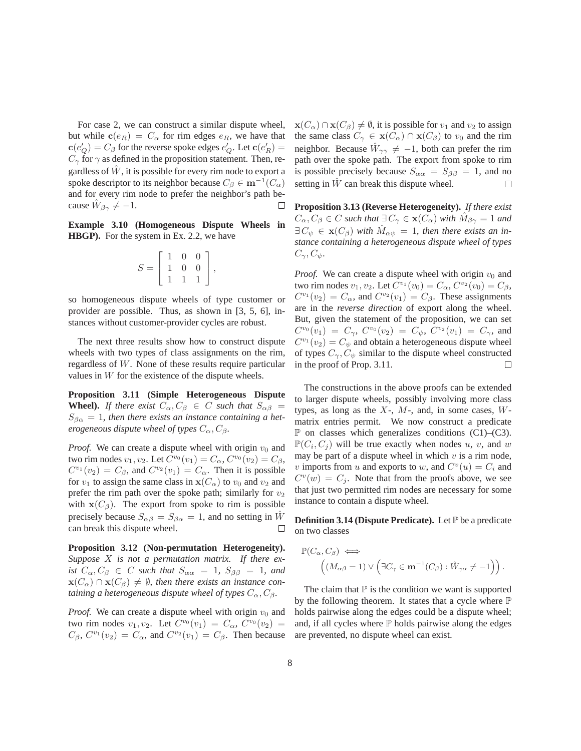For case 2, we can construct a similar dispute wheel, but while $\mathbf{c}(e_R) = C_\alpha$ for rim edges $e_R$, we have that $\mathbf{c}(e'_Q) = C_\beta$ for the reverse spoke edges $e'_Q$. Let $\mathbf{c}(e'_R) = C_\gamma$ for $\gamma$ as defined in the proposition statement. Then, regardless of $\hat{W}$, it is possible for every rim node to export a spoke descriptor to its neighbor because $C_\beta \in \mathbf{m}^{-1}(C_\alpha)$ and for every rim node to prefer the neighbor's path because $\hat{W}_{\beta\gamma} \neq -1$. $\square$

**Example 3.10 (Homogeneous Dispute Wheels in HBGP).** For the system in Ex. 2.2, we have

$$S = \begin{bmatrix} 1 & 0 & 0 \\ 1 & 0 & 0 \\ 1 & 1 & 1 \end{bmatrix},$$

so homogeneous dispute wheels of type customer or provider are possible. Thus, as shown in [3, 5, 6], instances without customer-provider cycles are robust.

The next three results show how to construct dispute wheels with two types of class assignments on the rim, regardless of $W$. None of these results require particular values in $W$ for the existence of the dispute wheels.

**Proposition 3.11 (Simple Heterogeneous Dispute Wheel).** *If there exist $C_\alpha, C_\beta \in C$ such that $S_{\alpha\beta} = S_{\beta\alpha} = 1$, then there exists an instance containing a heterogeneous dispute wheel of types $C_\alpha, C_\beta$.*

*Proof.* We can create a dispute wheel with origin $v_0$ and two rim nodes $v_1, v_2$. Let $C^{v_0}(v_1) = C_\alpha$, $C^{v_0}(v_2) = C_\beta$, $C^{v_1}(v_2) = C_\beta$, and $C^{v_2}(v_1) = C_\alpha$. Then it is possible for $v_1$ to assign the same class in $\mathbf{x}(C_\alpha)$ to $v_0$ and $v_2$ and prefer the rim path over the spoke path; similarly for $v_2$ with $\mathbf{x}(C_\beta)$. The export from spoke to rim is possible precisely because $S_{\alpha\beta} = S_{\beta\alpha} = 1$, and no setting in $\hat{W}$ can break this dispute wheel. $\square$

**Proposition 3.12 (Non-permutation Heterogeneity).** *Suppose $X$ is not a permutation matrix. If there exist $C_\alpha, C_\beta \in C$ such that $S_{\alpha\alpha} = 1$, $S_{\beta\beta} = 1$, and $\mathbf{x}(C_\alpha) \cap \mathbf{x}(C_\beta) \neq \emptyset$, then there exists an instance containing a heterogeneous dispute wheel of types $C_\alpha, C_\beta$.*

*Proof.* We can create a dispute wheel with origin $v_0$ and two rim nodes $v_1, v_2$. Let $C^{v_0}(v_1) = C_\alpha$, $C^{v_0}(v_2) = C_\beta$, $C^{v_1}(v_2) = C_\alpha$, and $C^{v_2}(v_1) = C_\beta$. Then because $\mathbf{x}(C_\alpha) \cap \mathbf{x}(C_\beta) \neq \emptyset$, it is possible for $v_1$ and $v_2$ to assign the same class $C_\gamma \in \mathbf{x}(C_\alpha) \cap \mathbf{x}(C_\beta)$ to $v_0$ and the rim neighbor. Because $\hat{W}_{\gamma\gamma} \neq -1$, both can prefer the rim path over the spoke path. The export from spoke to rim is possible precisely because $S_{\alpha\alpha} = S_{\beta\beta} = 1$, and no setting in $\hat{W}$ can break this dispute wheel. $\square$

**Proposition 3.13 (Reverse Heterogeneity).** *If there exist $C_\alpha, C_\beta \in C$ such that $\exists\, C_\gamma \in \mathbf{x}(C_\alpha)$ with $\hat{M}_{\beta\gamma} = 1$ and $\exists\, C_\psi \in \mathbf{x}(C_\beta)$ with $\hat{M}_{\alpha\psi} = 1$, then there exists an instance containing a heterogeneous dispute wheel of types $C_\gamma, C_\psi$.*

*Proof.* We can create a dispute wheel with origin $v_0$ and two rim nodes $v_1, v_2$. Let $C^{v_1}(v_0) = C_\alpha$, $C^{v_2}(v_0) = C_\beta$, $C^{v_1}(v_2) = C_\alpha$, and $C^{v_2}(v_1) = C_\beta$. These assignments are in the *reverse direction* of export along the wheel. But, given the statement of the proposition, we can set $C^{v_0}(v_1) = C_\gamma$, $C^{v_0}(v_2) = C_\psi$, $C^{v_2}(v_1) = C_\gamma$, and $C^{v_1}(v_2) = C_\psi$ and obtain a heterogeneous dispute wheel of types $C_\gamma, C_\psi$ similar to the dispute wheel constructed in the proof of Prop. 3.11. $\square$

The constructions in the above proofs can be extended to larger dispute wheels, possibly involving more class types, as long as the $X$-, $M$-, and, in some cases, $W$-matrix entries permit. We now construct a predicate $\mathbb{P}$ on classes which generalizes conditions (C1)–(C3). $\mathbb{P}(C_i, C_j)$ will be true exactly when nodes $u$, $v$, and $w$ may be part of a dispute wheel in which $v$ is a rim node, $v$ imports from $u$ and exports to $w$, and $C^v(u) = C_i$ and $C^v(w) = C_j$. Note that from the proofs above, we see that just two permitted rim nodes are necessary for some instance to contain a dispute wheel.

**Definition 3.14 (Dispute Predicate).** Let $\mathbb{P}$ be a predicate on two classes

$$\mathbb{P}(C_\alpha, C_\beta) \iff \left( (M_{\alpha\beta} = 1) \vee \left( \exists C_\gamma \in \mathbf{m}^{-1}(C_\beta) : \hat{W}_{\gamma\alpha} \neq -1 \right) \right).$$

The claim that $\mathbb{P}$ is the condition we want is supported by the following theorem. It states that a cycle where $\mathbb{P}$ holds pairwise along the edges could be a dispute wheel; and, if all cycles where $\mathbb{P}$ holds pairwise along the edges are prevented, no dispute wheel can exist.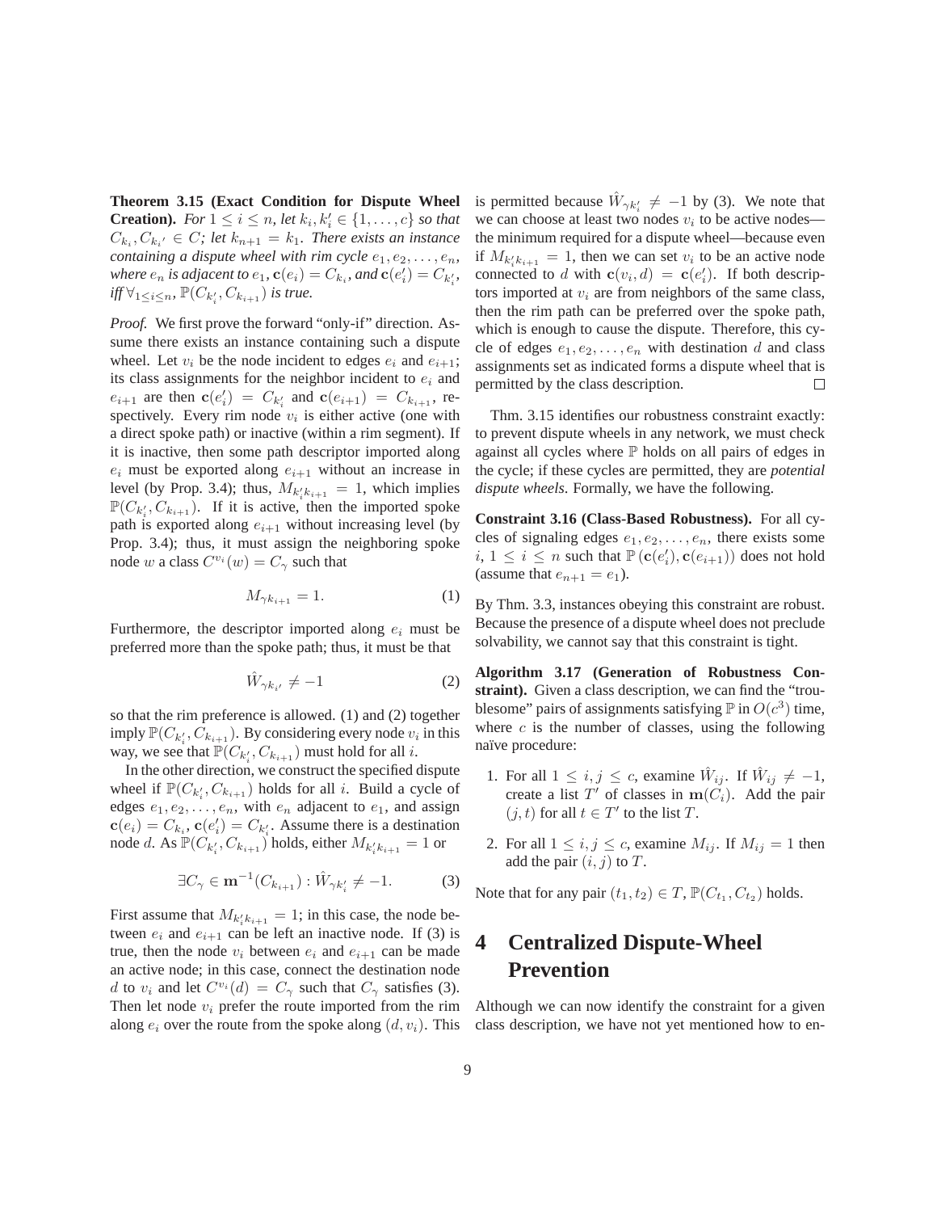**Theorem 3.15 (Exact Condition for Dispute Wheel Creation).** *For $1 \le i \le n$, let $k_i, k'_i \in \{1, \ldots, c\}$ so that $C_{k_i}, C_{k_{i'}} \in C$; let $k_{n+1} = k_1$. There exists an instance containing a dispute wheel with rim cycle $e_1, e_2, \ldots, e_n$, where $e_n$ is adjacent to $e_1$, $\mathbf{c}(e_i) = C_{k_i}$, and $\mathbf{c}(e'_i) = C_{k'_i}$, iff $\forall_{1 \le i \le n}$, $\mathbb{P}(C_{k'_i}, C_{k_{i+1}})$ is true.*

*Proof.* We first prove the forward "only-if" direction. Assume there exists an instance containing such a dispute wheel. Let $v_i$ be the node incident to edges $e_i$ and $e_{i+1}$; its class assignments for the neighbor incident to $e_i$ and $e_{i+1}$ are then $\mathbf{c}(e'_i) = C_{k'_i}$ and $\mathbf{c}(e_{i+1}) = C_{k_{i+1}}$, respectively. Every rim node $v_i$ is either active (one with a direct spoke path) or inactive (within a rim segment). If it is inactive, then some path descriptor imported along $e_i$ must be exported along $e_{i+1}$ without an increase in level (by Prop. 3.4); thus, $M_{k'_i k_{i+1}} = 1$, which implies $\mathbb{P}(C_{k'_i}, C_{k_{i+1}})$. If it is active, then the imported spoke path is exported along $e_{i+1}$ without increasing level (by Prop. 3.4); thus, it must assign the neighboring spoke node $w$ a class $C^{v_i}(w) = C_\gamma$ such that

$$M_{\gamma k_{i+1}} = 1. \tag{1}$$

Furthermore, the descriptor imported along $e_i$ must be preferred more than the spoke path; thus, it must be that

$$\hat{W}_{\gamma k_{i'}} \neq -1 \tag{2}$$

so that the rim preference is allowed. (1) and (2) together imply $\mathbb{P}(C_{k'_i}, C_{k_{i+1}})$. By considering every node $v_i$ in this way, we see that $\mathbb{P}(C_{k'_i}, C_{k_{i+1}})$ must hold for all $i$.

In the other direction, we construct the specified dispute wheel if $\mathbb{P}(C_{k'_i}, C_{k_{i+1}})$ holds for all $i$. Build a cycle of edges $e_1, e_2, \ldots, e_n$, with $e_n$ adjacent to $e_1$, and assign $\mathbf{c}(e_i) = C_{k_i}$, $\mathbf{c}(e'_i) = C_{k'_i}$. Assume there is a destination node $d$. As $\mathbb{P}(C_{k'_i}, C_{k_{i+1}})$ holds, either $M_{k'_i k_{i+1}} = 1$ or

$$\exists C_\gamma \in \mathbf{m}^{-1}(C_{k_{i+1}}) : \hat{W}_{\gamma k'_i} \neq -1. \tag{3}$$

First assume that $M_{k'_i k_{i+1}} = 1$; in this case, the node between $e_i$ and $e_{i+1}$ can be left an inactive node. If (3) is true, then the node $v_i$ between $e_i$ and $e_{i+1}$ can be made an active node; in this case, connect the destination node $d$ to $v_i$ and let $C^{v_i}(d) = C_\gamma$ such that $C_\gamma$ satisfies (3). Then let node $v_i$ prefer the route imported from the rim along $e_i$ over the route from the spoke along $(d, v_i)$. This is permitted because $\hat{W}_{\gamma k'_i} \neq -1$ by (3). We note that we can choose at least two nodes $v_i$ to be active nodes—the minimum required for a dispute wheel—because even if $M_{k'_i k_{i+1}} = 1$, then we can set $v_i$ to be an active node connected to $d$ with $\mathbf{c}(v_i, d) = \mathbf{c}(e'_i)$. If both descriptors imported at $v_i$ are from neighbors of the same class, then the rim path can be preferred over the spoke path, which is enough to cause the dispute. Therefore, this cycle of edges $e_1, e_2, \ldots, e_n$ with destination $d$ and class assignments set as indicated forms a dispute wheel that is permitted by the class description. ☐

Thm. 3.15 identifies our robustness constraint exactly: to prevent dispute wheels in any network, we must check against all cycles where $\mathbb{P}$ holds on all pairs of edges in the cycle; if these cycles are permitted, they are *potential dispute wheels*. Formally, we have the following.

**Constraint 3.16 (Class-Based Robustness).** For all cycles of signaling edges $e_1, e_2, \ldots, e_n$, there exists some $i$, $1 \le i \le n$ such that $\mathbb{P}(\mathbf{c}(e'_i), \mathbf{c}(e_{i+1}))$ does not hold (assume that $e_{n+1} = e_1$).

By Thm. 3.3, instances obeying this constraint are robust. Because the presence of a dispute wheel does not preclude solvability, we cannot say that this constraint is tight.

**Algorithm 3.17 (Generation of Robustness Constraint).** Given a class description, we can find the "troublesome" pairs of assignments satisfying $\mathbb{P}$ in $O(c^3)$ time, where $c$ is the number of classes, using the following naïve procedure:

1. For all $1 \le i, j \le c$, examine $\hat{W}_{ij}$. If $\hat{W}_{ij} \neq -1$, create a list $T'$ of classes in $\mathbf{m}(C_i)$. Add the pair $(j, t)$ for all $t \in T'$ to the list $T$.

2. For all $1 \le i, j \le c$, examine $M_{ij}$. If $M_{ij} = 1$ then add the pair $(i, j)$ to $T$.

Note that for any pair $(t_1, t_2) \in T$, $\mathbb{P}(C_{t_1}, C_{t_2})$ holds.

# 4 Centralized Dispute-Wheel Prevention

Although we can now identify the constraint for a given class description, we have not yet mentioned how to en-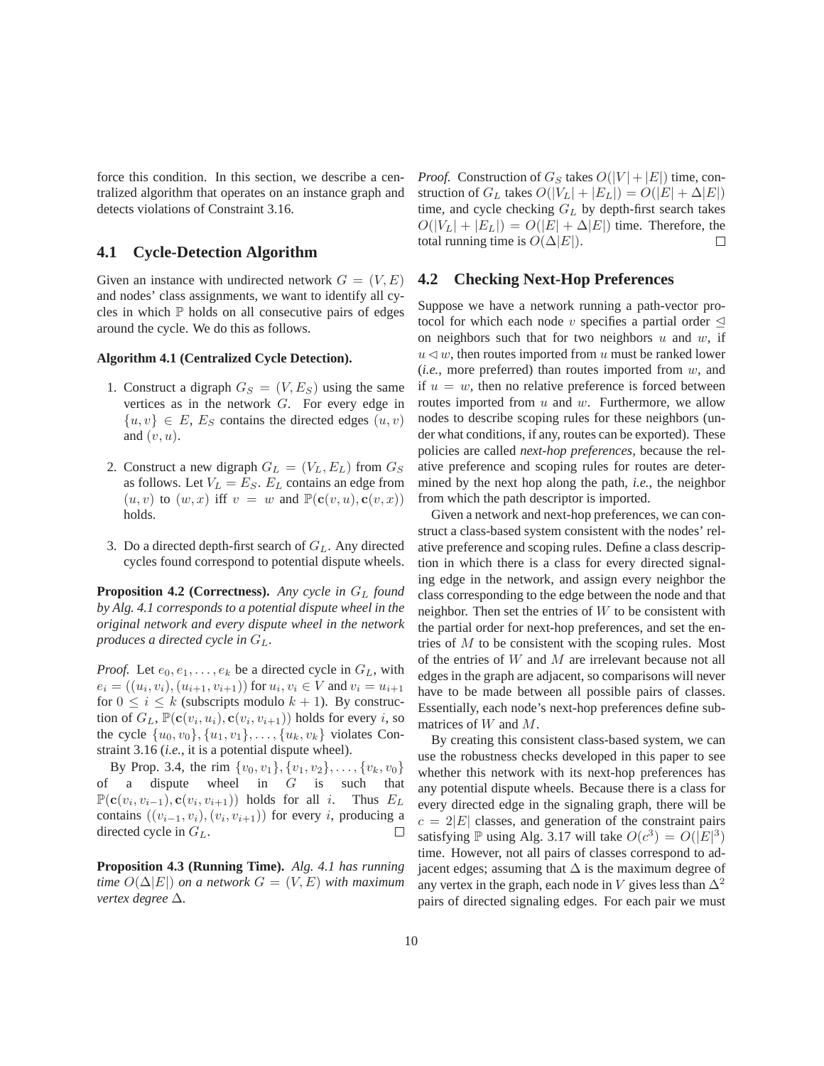force this condition. In this section, we describe a centralized algorithm that operates on an instance graph and detects violations of Constraint 3.16.

## 4.1 Cycle-Detection Algorithm

Given an instance with undirected network $G = (V, E)$ and nodes' class assignments, we want to identify all cycles in which $\mathbb{P}$ holds on all consecutive pairs of edges around the cycle. We do this as follows.

**Algorithm 4.1 (Centralized Cycle Detection).**

1. Construct a digraph $G_S = (V, E_S)$ using the same vertices as in the network $G$. For every edge in $\{u, v\} \in E$, $E_S$ contains the directed edges $(u, v)$ and $(v, u)$.

2. Construct a new digraph $G_L = (V_L, E_L)$ from $G_S$ as follows. Let $V_L = E_S$. $E_L$ contains an edge from $(u, v)$ to $(w, x)$ iff $v = w$ and $\mathbb{P}(\mathbf{c}(v, u), \mathbf{c}(v, x))$ holds.

3. Do a directed depth-first search of $G_L$. Any directed cycles found correspond to potential dispute wheels.

**Proposition 4.2 (Correctness).** *Any cycle in $G_L$ found by Alg. 4.1 corresponds to a potential dispute wheel in the original network and every dispute wheel in the network produces a directed cycle in $G_L$.*

*Proof.* Let $e_0, e_1, \ldots, e_k$ be a directed cycle in $G_L$, with $e_i = ((u_i, v_i), (u_{i+1}, v_{i+1}))$ for $u_i, v_i \in V$ and $v_i = u_{i+1}$ for $0 \leq i \leq k$ (subscripts modulo $k + 1$). By construction of $G_L$, $\mathbb{P}(\mathbf{c}(v_i, u_i), \mathbf{c}(v_i, v_{i+1}))$ holds for every $i$, so the cycle $\{u_0, v_0\}, \{u_1, v_1\}, \ldots, \{u_k, v_k\}$ violates Constraint 3.16 (*i.e.*, it is a potential dispute wheel).

By Prop. 3.4, the rim $\{v_0, v_1\}, \{v_1, v_2\}, \ldots, \{v_k, v_0\}$ of a dispute wheel in $G$ is such that $\mathbb{P}(\mathbf{c}(v_i, v_{i-1}), \mathbf{c}(v_i, v_{i+1}))$ holds for all $i$. Thus $E_L$ contains $((v_{i-1}, v_i), (v_i, v_{i+1}))$ for every $i$, producing a directed cycle in $G_L$. □

**Proposition 4.3 (Running Time).** *Alg. 4.1 has running time $O(\Delta|E|)$ on a network $G = (V, E)$ with maximum vertex degree $\Delta$.*

*Proof.* Construction of $G_S$ takes $O(|V| + |E|)$ time, construction of $G_L$ takes $O(|V_L| + |E_L|) = O(|E| + \Delta|E|)$ time, and cycle checking $G_L$ by depth-first search takes $O(|V_L| + |E_L|) = O(|E| + \Delta|E|)$ time. Therefore, the total running time is $O(\Delta|E|)$. □

## 4.2 Checking Next-Hop Preferences

Suppose we have a network running a path-vector protocol for which each node $v$ specifies a partial order $\trianglelefteq$ on neighbors such that for two neighbors $u$ and $w$, if $u \triangleleft w$, then routes imported from $u$ must be ranked lower (*i.e.*, more preferred) than routes imported from $w$, and if $u = w$, then no relative preference is forced between routes imported from $u$ and $w$. Furthermore, we allow nodes to describe scoping rules for these neighbors (under what conditions, if any, routes can be exported). These policies are called *next-hop preferences*, because the relative preference and scoping rules for routes are determined by the next hop along the path, *i.e.*, the neighbor from which the path descriptor is imported.

Given a network and next-hop preferences, we can construct a class-based system consistent with the nodes' relative preference and scoping rules. Define a class description in which there is a class for every directed signaling edge in the network, and assign every neighbor the class corresponding to the edge between the node and that neighbor. Then set the entries of $W$ to be consistent with the partial order for next-hop preferences, and set the entries of $M$ to be consistent with the scoping rules. Most of the entries of $W$ and $M$ are irrelevant because not all edges in the graph are adjacent, so comparisons will never have to be made between all possible pairs of classes. Essentially, each node's next-hop preferences define submatrices of $W$ and $M$.

By creating this consistent class-based system, we can use the robustness checks developed in this paper to see whether this network with its next-hop preferences has any potential dispute wheels. Because there is a class for every directed edge in the signaling graph, there will be $c = 2|E|$ classes, and generation of the constraint pairs satisfying $\mathbb{P}$ using Alg. 3.17 will take $O(c^3) = O(|E|^3)$ time. However, not all pairs of classes correspond to adjacent edges; assuming that $\Delta$ is the maximum degree of any vertex in the graph, each node in $V$ gives less than $\Delta^2$ pairs of directed signaling edges. For each pair we must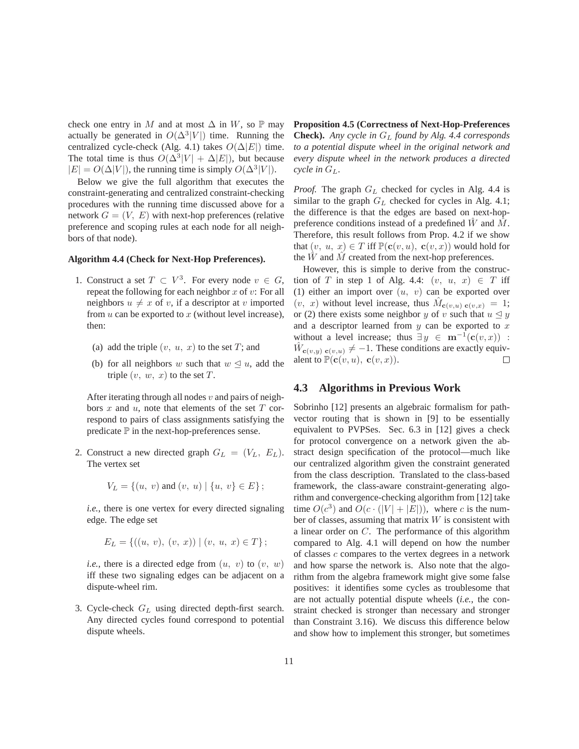check one entry in $M$ and at most $\Delta$ in $W$, so $\mathbb{P}$ may actually be generated in $O(\Delta^3|V|)$ time. Running the centralized cycle-check (Alg. 4.1) takes $O(\Delta|E|)$ time. The total time is thus $O(\Delta^3|V| + \Delta|E|)$, but because $|E| = O(\Delta|V|)$, the running time is simply $O(\Delta^3|V|)$.

Below we give the full algorithm that executes the constraint-generating and centralized constraint-checking procedures with the running time discussed above for a network $G = (V, E)$ with next-hop preferences (relative preference and scoping rules at each node for all neighbors of that node).

**Algorithm 4.4 (Check for Next-Hop Preferences).**

1. Construct a set $T \subset V^3$. For every node $v \in G$, repeat the following for each neighbor $x$ of $v$: For all neighbors $u \neq x$ of $v$, if a descriptor at $v$ imported from $u$ can be exported to $x$ (without level increase), then:

   (a) add the triple $(v, u, x)$ to the set $T$; and

   (b) for all neighbors $w$ such that $w \trianglelefteq u$, add the triple $(v, w, x)$ to the set $T$.

   After iterating through all nodes $v$ and pairs of neighbors $x$ and $u$, note that elements of the set $T$ correspond to pairs of class assignments satisfying the predicate $\mathbb{P}$ in the next-hop-preferences sense.

2. Construct a new directed graph $G_L = (V_L, E_L)$. The vertex set

   $$V_L = \{(u, v) \text{ and } (v, u) \mid \{u, v\} \in E\};$$

   *i.e.*, there is one vertex for every directed signaling edge. The edge set

   $$E_L = \{((u, v), (v, x)) \mid (v, u, x) \in T\};$$

   *i.e.*, there is a directed edge from $(u, v)$ to $(v, w)$ iff these two signaling edges can be adjacent on a dispute-wheel rim.

3. Cycle-check $G_L$ using directed depth-first search. Any directed cycles found correspond to potential dispute wheels.

**Proposition 4.5 (Correctness of Next-Hop-Preferences Check).** *Any cycle in $G_L$ found by Alg. 4.4 corresponds to a potential dispute wheel in the original network and every dispute wheel in the network produces a directed cycle in $G_L$.*

*Proof.* The graph $G_L$ checked for cycles in Alg. 4.4 is similar to the graph $G_L$ checked for cycles in Alg. 4.1; the difference is that the edges are based on next-hop-preference conditions instead of a predefined $\hat{W}$ and $\hat{M}$. Therefore, this result follows from Prop. 4.2 if we show that $(v, u, x) \in T$ iff $\mathbb{P}(\mathbf{c}(v, u), \mathbf{c}(v, x))$ would hold for the $\hat{W}$ and $\hat{M}$ created from the next-hop preferences.

However, this is simple to derive from the construction of $T$ in step 1 of Alg. 4.4: $(v, u, x) \in T$ iff (1) either an import over $(u, v)$ can be exported over $(v, x)$ without level increase, thus $\hat{M}_{\mathbf{c}(v,u)\ \mathbf{c}(v,x)} = 1$; or (2) there exists some neighbor $y$ of $v$ such that $u \trianglelefteq y$ and a descriptor learned from $y$ can be exported to $x$ without a level increase; thus $\exists y \in \mathbf{m}^{-1}(\mathbf{c}(v, x))$ : $\hat{W}_{\mathbf{c}(v,y)\ \mathbf{c}(v,u)} \neq -1$. These conditions are exactly equivalent to $\mathbb{P}(\mathbf{c}(v, u), \mathbf{c}(v, x))$. $\square$

### 4.3 Algorithms in Previous Work

Sobrinho [12] presents an algebraic formalism for path-vector routing that is shown in [9] to be essentially equivalent to PVPSes. Sec. 6.3 in [12] gives a check for protocol convergence on a network given the abstract design specification of the protocol—much like our centralized algorithm given the constraint generated from the class description. Translated to the class-based framework, the class-aware constraint-generating algorithm and convergence-checking algorithm from [12] take time $O(c^3)$ and $O(c \cdot (|V| + |E|))$, where $c$ is the number of classes, assuming that matrix $W$ is consistent with a linear order on $C$. The performance of this algorithm compared to Alg. 4.1 will depend on how the number of classes $c$ compares to the vertex degrees in a network and how sparse the network is. Also note that the algorithm from the algebra framework might give some false positives: it identifies some cycles as troublesome that are not actually potential dispute wheels (*i.e.*, the constraint checked is stronger than necessary and stronger than Constraint 3.16). We discuss this difference below and show how to implement this stronger, but sometimes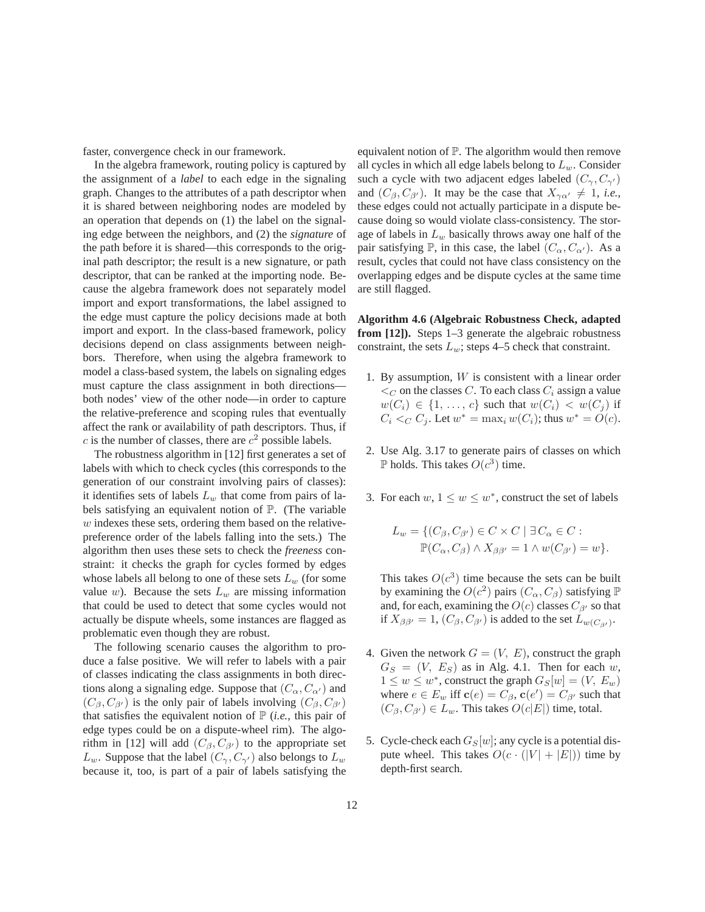faster, convergence check in our framework.

In the algebra framework, routing policy is captured by the assignment of a *label* to each edge in the signaling graph. Changes to the attributes of a path descriptor when it is shared between neighboring nodes are modeled by an operation that depends on (1) the label on the signaling edge between the neighbors, and (2) the *signature* of the path before it is shared—this corresponds to the original path descriptor; the result is a new signature, or path descriptor, that can be ranked at the importing node. Because the algebra framework does not separately model import and export transformations, the label assigned to the edge must capture the policy decisions made at both import and export. In the class-based framework, policy decisions depend on class assignments between neighbors. Therefore, when using the algebra framework to model a class-based system, the labels on signaling edges must capture the class assignment in both directions—both nodes' view of the other node—in order to capture the relative-preference and scoping rules that eventually affect the rank or availability of path descriptors. Thus, if $c$ is the number of classes, there are $c^2$ possible labels.

The robustness algorithm in [12] first generates a set of labels with which to check cycles (this corresponds to the generation of our constraint involving pairs of classes): it identifies sets of labels $L_w$ that come from pairs of labels satisfying an equivalent notion of $\mathbb{P}$. (The variable $w$ indexes these sets, ordering them based on the relative-preference order of the labels falling into the sets.) The algorithm then uses these sets to check the *freeness* constraint: it checks the graph for cycles formed by edges whose labels all belong to one of these sets $L_w$ (for some value $w$). Because the sets $L_w$ are missing information that could be used to detect that some cycles would not actually be dispute wheels, some instances are flagged as problematic even though they are robust.

The following scenario causes the algorithm to produce a false positive. We will refer to labels with a pair of classes indicating the class assignments in both directions along a signaling edge. Suppose that $(C_\alpha, C_{\alpha'})$ and $(C_\beta, C_{\beta'})$ is the only pair of labels involving $(C_\beta, C_{\beta'})$ that satisfies the equivalent notion of $\mathbb{P}$ (*i.e.*, this pair of edge types could be on a dispute-wheel rim). The algorithm in [12] will add $(C_\beta, C_{\beta'})$ to the appropriate set $L_w$. Suppose that the label $(C_\gamma, C_{\gamma'})$ also belongs to $L_w$ because it, too, is part of a pair of labels satisfying the equivalent notion of $\mathbb{P}$. The algorithm would then remove all cycles in which all edge labels belong to $L_w$. Consider such a cycle with two adjacent edges labeled $(C_\gamma, C_{\gamma'})$ and $(C_\beta, C_{\beta'})$. It may be the case that $X_{\gamma\alpha'} \neq 1$, *i.e.*, these edges could not actually participate in a dispute because doing so would violate class-consistency. The storage of labels in $L_w$ basically throws away one half of the pair satisfying $\mathbb{P}$, in this case, the label $(C_\alpha, C_{\alpha'})$. As a result, cycles that could not have class consistency on the overlapping edges and be dispute cycles at the same time are still flagged.

**Algorithm 4.6 (Algebraic Robustness Check, adapted from [12]).** Steps 1–3 generate the algebraic robustness constraint, the sets $L_w$; steps 4–5 check that constraint.

1. By assumption, $W$ is consistent with a linear order $<_C$ on the classes $C$. To each class $C_i$ assign a value $w(C_i) \in \{1, \ldots, c\}$ such that $w(C_i) < w(C_j)$ if $C_i <_C C_j$. Let $w^* = \max_i w(C_i)$; thus $w^* = O(c)$.

2. Use Alg. 3.17 to generate pairs of classes on which $\mathbb{P}$ holds. This takes $O(c^3)$ time.

3. For each $w$, $1 \leq w \leq w^*$, construct the set of labels

   $$L_w = \{(C_\beta, C_{\beta'}) \in C \times C \mid \exists C_\alpha \in C : \\ \mathbb{P}(C_\alpha, C_\beta) \wedge X_{\beta\beta'} = 1 \wedge w(C_{\beta'}) = w\}.$$

   This takes $O(c^3)$ time because the sets can be built by examining the $O(c^2)$ pairs $(C_\alpha, C_\beta)$ satisfying $\mathbb{P}$ and, for each, examining the $O(c)$ classes $C_{\beta'}$ so that if $X_{\beta\beta'} = 1$, $(C_\beta, C_{\beta'})$ is added to the set $L_{w(C_{\beta'})}$.

4. Given the network $G = (V, E)$, construct the graph $G_S = (V, E_S)$ as in Alg. 4.1. Then for each $w$, $1 \leq w \leq w^*$, construct the graph $G_S[w] = (V, E_w)$ where $e \in E_w$ iff $\mathbf{c}(e) = C_\beta$, $\mathbf{c}(e') = C_{\beta'}$ such that $(C_\beta, C_{\beta'}) \in L_w$. This takes $O(c|E|)$ time, total.

5. Cycle-check each $G_S[w]$; any cycle is a potential dispute wheel. This takes $O(c \cdot (|V| + |E|))$ time by depth-first search.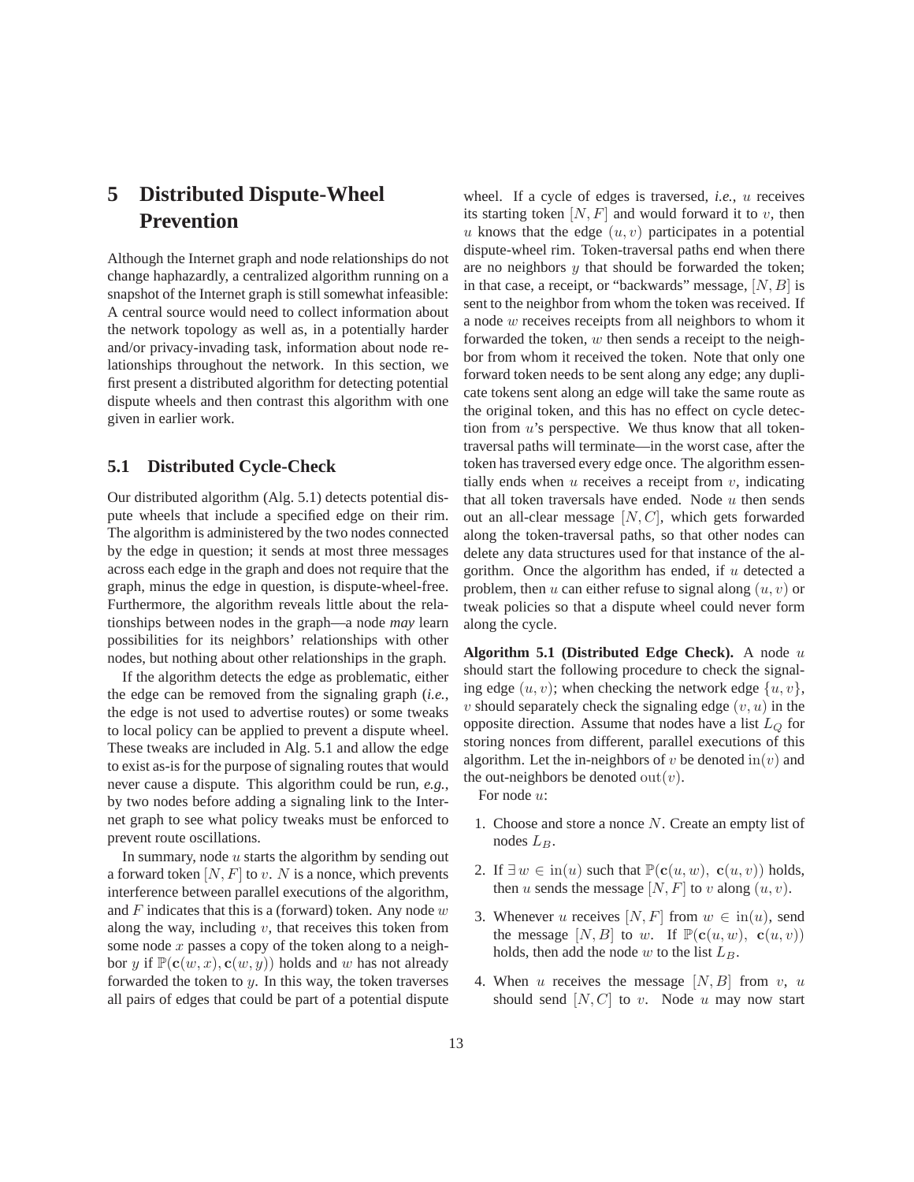# 5 Distributed Dispute-Wheel Prevention

Although the Internet graph and node relationships do not change haphazardly, a centralized algorithm running on a snapshot of the Internet graph is still somewhat infeasible: A central source would need to collect information about the network topology as well as, in a potentially harder and/or privacy-invading task, information about node relationships throughout the network. In this section, we first present a distributed algorithm for detecting potential dispute wheels and then contrast this algorithm with one given in earlier work.

## 5.1 Distributed Cycle-Check

Our distributed algorithm (Alg. 5.1) detects potential dispute wheels that include a specified edge on their rim. The algorithm is administered by the two nodes connected by the edge in question; it sends at most three messages across each edge in the graph and does not require that the graph, minus the edge in question, is dispute-wheel-free. Furthermore, the algorithm reveals little about the relationships between nodes in the graph—a node *may* learn possibilities for its neighbors' relationships with other nodes, but nothing about other relationships in the graph.

If the algorithm detects the edge as problematic, either the edge can be removed from the signaling graph (*i.e.*, the edge is not used to advertise routes) or some tweaks to local policy can be applied to prevent a dispute wheel. These tweaks are included in Alg. 5.1 and allow the edge to exist as-is for the purpose of signaling routes that would never cause a dispute. This algorithm could be run, *e.g.*, by two nodes before adding a signaling link to the Internet graph to see what policy tweaks must be enforced to prevent route oscillations.

In summary, node $u$ starts the algorithm by sending out a forward token $[N, F]$ to $v$. $N$ is a nonce, which prevents interference between parallel executions of the algorithm, and $F$ indicates that this is a (forward) token. Any node $w$ along the way, including $v$, that receives this token from some node $x$ passes a copy of the token along to a neighbor $y$ if $\mathbb{P}(\mathbf{c}(w, x), \mathbf{c}(w, y))$ holds and $w$ has not already forwarded the token to $y$. In this way, the token traverses all pairs of edges that could be part of a potential dispute wheel. If a cycle of edges is traversed, *i.e.*, $u$ receives its starting token $[N, F]$ and would forward it to $v$, then $u$ knows that the edge $(u, v)$ participates in a potential dispute-wheel rim. Token-traversal paths end when there are no neighbors $y$ that should be forwarded the token; in that case, a receipt, or "backwards" message, $[N, B]$ is sent to the neighbor from whom the token was received. If a node $w$ receives receipts from all neighbors to whom it forwarded the token, $w$ then sends a receipt to the neighbor from whom it received the token. Note that only one forward token needs to be sent along any edge; any duplicate tokens sent along an edge will take the same route as the original token, and this has no effect on cycle detection from $u$'s perspective. We thus know that all token-traversal paths will terminate—in the worst case, after the token has traversed every edge once. The algorithm essentially ends when $u$ receives a receipt from $v$, indicating that all token traversals have ended. Node $u$ then sends out an all-clear message $[N, C]$, which gets forwarded along the token-traversal paths, so that other nodes can delete any data structures used for that instance of the algorithm. Once the algorithm has ended, if $u$ detected a problem, then $u$ can either refuse to signal along $(u, v)$ or tweak policies so that a dispute wheel could never form along the cycle.

**Algorithm 5.1 (Distributed Edge Check).** A node $u$ should start the following procedure to check the signaling edge $(u, v)$; when checking the network edge $\{u, v\}$, $v$ should separately check the signaling edge $(v, u)$ in the opposite direction. Assume that nodes have a list $L_Q$ for storing nonces from different, parallel executions of this algorithm. Let the in-neighbors of $v$ be denoted $\mathrm{in}(v)$ and the out-neighbors be denoted $\mathrm{out}(v)$.

For node $u$:

1. Choose and store a nonce $N$. Create an empty list of nodes $L_B$.
2. If $\exists\, w \in \mathrm{in}(u)$ such that $\mathbb{P}(\mathbf{c}(u, w),\ \mathbf{c}(u, v))$ holds, then $u$ sends the message $[N, F]$ to $v$ along $(u, v)$.
3. Whenever $u$ receives $[N, F]$ from $w \in \mathrm{in}(u)$, send the message $[N, B]$ to $w$. If $\mathbb{P}(\mathbf{c}(u, w),\ \mathbf{c}(u, v))$ holds, then add the node $w$ to the list $L_B$.
4. When $u$ receives the message $[N, B]$ from $v$, $u$ should send $[N, C]$ to $v$. Node $u$ may now start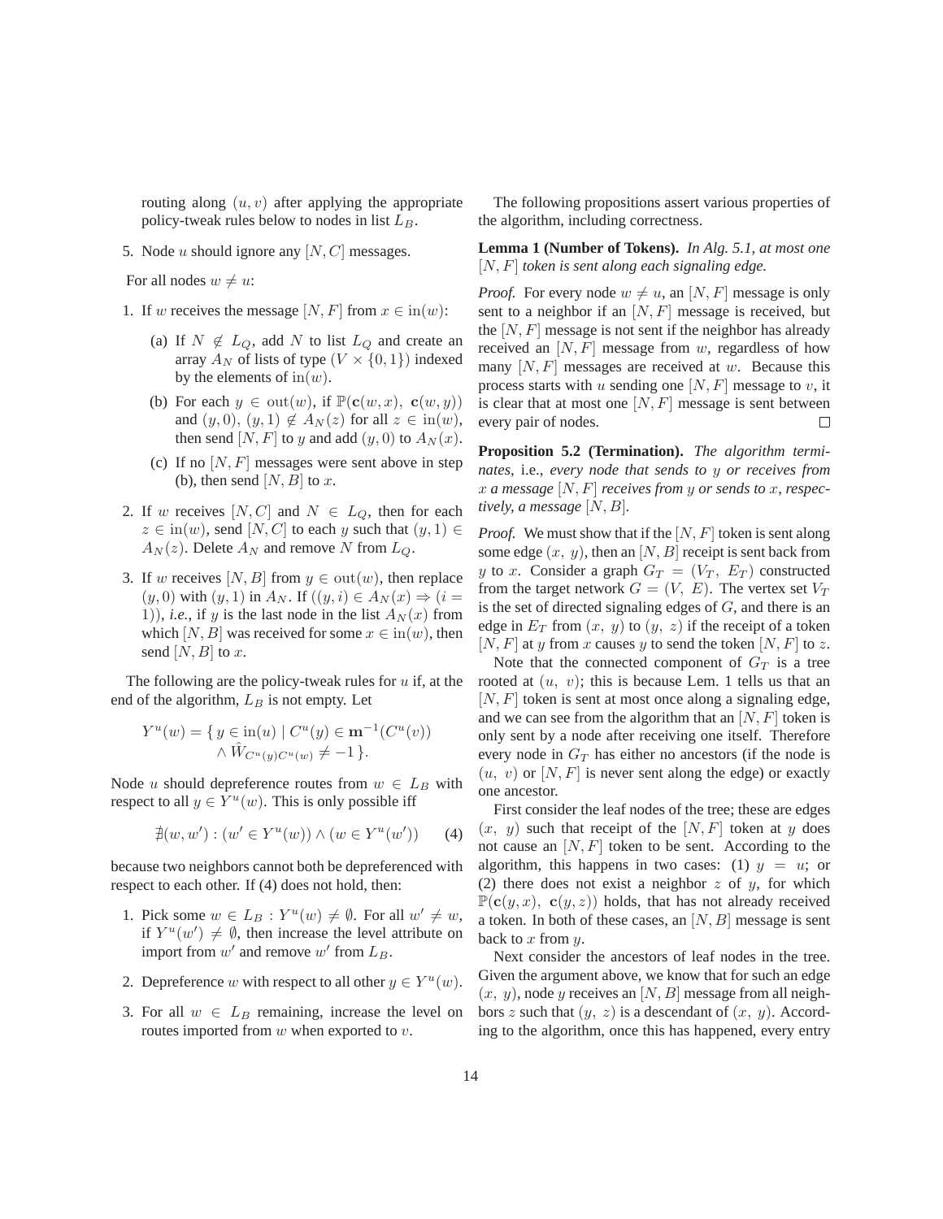routing along $(u, v)$ after applying the appropriate policy-tweak rules below to nodes in list $L_B$.

5. Node $u$ should ignore any $[N, C]$ messages.

For all nodes $w \neq u$:

1. If $w$ receives the message $[N, F]$ from $x \in \text{in}(w)$:
   (a) If $N \notin L_Q$, add $N$ to list $L_Q$ and create an array $A_N$ of lists of type $(V \times \{0, 1\})$ indexed by the elements of $\text{in}(w)$.
   (b) For each $y \in \text{out}(w)$, if $\mathbb{P}(\mathbf{c}(w, x),\ \mathbf{c}(w, y))$ and $(y, 0)$, $(y, 1) \notin A_N(z)$ for all $z \in \text{in}(w)$, then send $[N, F]$ to $y$ and add $(y, 0)$ to $A_N(x)$.
   (c) If no $[N, F]$ messages were sent above in step (b), then send $[N, B]$ to $x$.
2. If $w$ receives $[N, C]$ and $N \in L_Q$, then for each $z \in \text{in}(w)$, send $[N, C]$ to each $y$ such that $(y, 1) \in A_N(z)$. Delete $A_N$ and remove $N$ from $L_Q$.
3. If $w$ receives $[N, B]$ from $y \in \text{out}(w)$, then replace $(y, 0)$ with $(y, 1)$ in $A_N$. If $((y, i) \in A_N(x) \Rightarrow (i = 1))$, *i.e.*, if $y$ is the last node in the list $A_N(x)$ from which $[N, B]$ was received for some $x \in \text{in}(w)$, then send $[N, B]$ to $x$.

The following are the policy-tweak rules for $u$ if, at the end of the algorithm, $L_B$ is not empty. Let

$$Y^u(w) = \{\, y \in \text{in}(u) \mid C^u(y) \in \mathbf{m}^{-1}(C^u(v)) \wedge \hat{W}_{C^u(y)C^u(w)} \neq -1 \,\}.$$

Node $u$ should depreference routes from $w \in L_B$ with respect to all $y \in Y^u(w)$. This is only possible iff

$$\nexists (w, w') : (w' \in Y^u(w)) \wedge (w \in Y^u(w')) \qquad (4)$$

because two neighbors cannot both be depreferenced with respect to each other. If (4) does not hold, then:

1. Pick some $w \in L_B : Y^u(w) \neq \emptyset$. For all $w' \neq w$, if $Y^u(w') \neq \emptyset$, then increase the level attribute on import from $w'$ and remove $w'$ from $L_B$.
2. Depreference $w$ with respect to all other $y \in Y^u(w)$.
3. For all $w \in L_B$ remaining, increase the level on routes imported from $w$ when exported to $v$.

The following propositions assert various properties of the algorithm, including correctness.

**Lemma 1 (Number of Tokens).** *In Alg. 5.1, at most one* $[N, F]$ *token is sent along each signaling edge.*

*Proof.* For every node $w \neq u$, an $[N, F]$ message is only sent to a neighbor if an $[N, F]$ message is received, but the $[N, F]$ message is not sent if the neighbor has already received an $[N, F]$ message from $w$, regardless of how many $[N, F]$ messages are received at $w$. Because this process starts with $u$ sending one $[N, F]$ message to $v$, it is clear that at most one $[N, F]$ message is sent between every pair of nodes. ∎

**Proposition 5.2 (Termination).** *The algorithm terminates,* i.e.*, every node that sends to* $y$ *or receives from* $x$ *a message* $[N, F]$ *receives from* $y$ *or sends to* $x$*, respectively, a message* $[N, B]$*.*

*Proof.* We must show that if the $[N, F]$ token is sent along some edge $(x,\ y)$, then an $[N, B]$ receipt is sent back from $y$ to $x$. Consider a graph $G_T = (V_T,\ E_T)$ constructed from the target network $G = (V,\ E)$. The vertex set $V_T$ is the set of directed signaling edges of $G$, and there is an edge in $E_T$ from $(x,\ y)$ to $(y,\ z)$ if the receipt of a token $[N, F]$ at $y$ from $x$ causes $y$ to send the token $[N, F]$ to $z$.

Note that the connected component of $G_T$ is a tree rooted at $(u,\ v)$; this is because Lem. 1 tells us that an $[N, F]$ token is sent at most once along a signaling edge, and we can see from the algorithm that an $[N, F]$ token is only sent by a node after receiving one itself. Therefore every node in $G_T$ has either no ancestors (if the node is $(u,\ v)$ or $[N, F]$ is never sent along the edge) or exactly one ancestor.

First consider the leaf nodes of the tree; these are edges $(x,\ y)$ such that receipt of the $[N, F]$ token at $y$ does not cause an $[N, F]$ token to be sent. According to the algorithm, this happens in two cases: (1) $y = u$; or (2) there does not exist a neighbor $z$ of $y$, for which $\mathbb{P}(\mathbf{c}(y, x),\ \mathbf{c}(y, z))$ holds, that has not already received a token. In both of these cases, an $[N, B]$ message is sent back to $x$ from $y$.

Next consider the ancestors of leaf nodes in the tree. Given the argument above, we know that for such an edge $(x,\ y)$, node $y$ receives an $[N, B]$ message from all neighbors $z$ such that $(y,\ z)$ is a descendant of $(x,\ y)$. According to the algorithm, once this has happened, every entry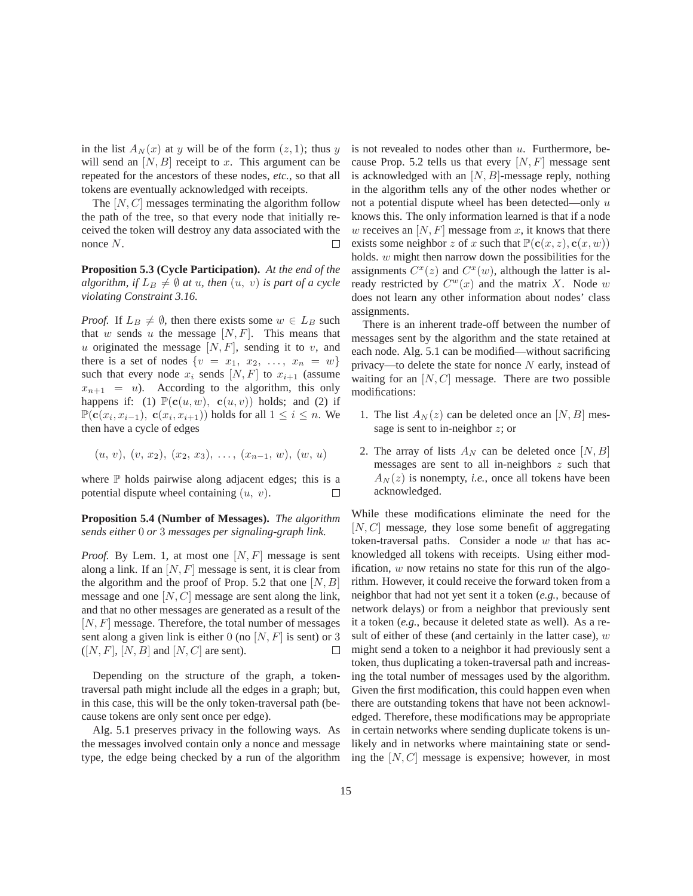in the list $A_N(x)$ at $y$ will be of the form $(z, 1)$; thus $y$ will send an $[N, B]$ receipt to $x$. This argument can be repeated for the ancestors of these nodes, *etc.*, so that all tokens are eventually acknowledged with receipts.

The $[N, C]$ messages terminating the algorithm follow the path of the tree, so that every node that initially received the token will destroy any data associated with the nonce $N$. $\square$

**Proposition 5.3 (Cycle Participation).** *At the end of the algorithm, if $L_B \neq \emptyset$ at $u$, then $(u,\ v)$ is part of a cycle violating Constraint 3.16.*

*Proof.* If $L_B \neq \emptyset$, then there exists some $w \in L_B$ such that $w$ sends $u$ the message $[N, F]$. This means that $u$ originated the message $[N, F]$, sending it to $v$, and there is a set of nodes $\{v = x_1,\ x_2,\ \ldots,\ x_n = w\}$ such that every node $x_i$ sends $[N, F]$ to $x_{i+1}$ (assume $x_{n+1} = u$). According to the algorithm, this only happens if: (1) $\mathbb{P}(\mathbf{c}(u, w),\ \mathbf{c}(u, v))$ holds; and (2) if $\mathbb{P}(\mathbf{c}(x_i, x_{i-1}),\ \mathbf{c}(x_i, x_{i+1}))$ holds for all $1 \leq i \leq n$. We then have a cycle of edges

$$(u,\ v),\ (v,\ x_2),\ (x_2,\ x_3),\ \ldots,\ (x_{n-1},\ w),\ (w,\ u)$$

where $\mathbb{P}$ holds pairwise along adjacent edges; this is a potential dispute wheel containing $(u,\ v)$. $\square$

**Proposition 5.4 (Number of Messages).** *The algorithm sends either 0 or 3 messages per signaling-graph link.*

*Proof.* By Lem. 1, at most one $[N, F]$ message is sent along a link. If an $[N, F]$ message is sent, it is clear from the algorithm and the proof of Prop. 5.2 that one $[N, B]$ message and one $[N, C]$ message are sent along the link, and that no other messages are generated as a result of the $[N, F]$ message. Therefore, the total number of messages sent along a given link is either 0 (no $[N, F]$ is sent) or 3 ($[N, F]$, $[N, B]$ and $[N, C]$ are sent). $\square$

Depending on the structure of the graph, a token-traversal path might include all the edges in a graph; but, in this case, this will be the only token-traversal path (because tokens are only sent once per edge).

Alg. 5.1 preserves privacy in the following ways. As the messages involved contain only a nonce and message type, the edge being checked by a run of the algorithm is not revealed to nodes other than $u$. Furthermore, because Prop. 5.2 tells us that every $[N, F]$ message sent is acknowledged with an $[N, B]$-message reply, nothing in the algorithm tells any of the other nodes whether or not a potential dispute wheel has been detected—only $u$ knows this. The only information learned is that if a node $w$ receives an $[N, F]$ message from $x$, it knows that there exists some neighbor $z$ of $x$ such that $\mathbb{P}(\mathbf{c}(x, z), \mathbf{c}(x, w))$ holds. $w$ might then narrow down the possibilities for the assignments $C^x(z)$ and $C^x(w)$, although the latter is already restricted by $C^w(x)$ and the matrix $X$. Node $w$ does not learn any other information about nodes' class assignments.

There is an inherent trade-off between the number of messages sent by the algorithm and the state retained at each node. Alg. 5.1 can be modified—without sacrificing privacy—to delete the state for nonce $N$ early, instead of waiting for an $[N, C]$ message. There are two possible modifications:

1. The list $A_N(z)$ can be deleted once an $[N, B]$ message is sent to in-neighbor $z$; or
2. The array of lists $A_N$ can be deleted once $[N, B]$ messages are sent to all in-neighbors $z$ such that $A_N(z)$ is nonempty, *i.e.*, once all tokens have been acknowledged.

While these modifications eliminate the need for the $[N, C]$ message, they lose some benefit of aggregating token-traversal paths. Consider a node $w$ that has acknowledged all tokens with receipts. Using either modification, $w$ now retains no state for this run of the algorithm. However, it could receive the forward token from a neighbor that had not yet sent it a token (*e.g.*, because of network delays) or from a neighbor that previously sent it a token (*e.g.*, because it deleted state as well). As a result of either of these (and certainly in the latter case), $w$ might send a token to a neighbor it had previously sent a token, thus duplicating a token-traversal path and increasing the total number of messages used by the algorithm. Given the first modification, this could happen even when there are outstanding tokens that have not been acknowledged. Therefore, these modifications may be appropriate in certain networks where sending duplicate tokens is unlikely and in networks where maintaining state or sending the $[N, C]$ message is expensive; however, in most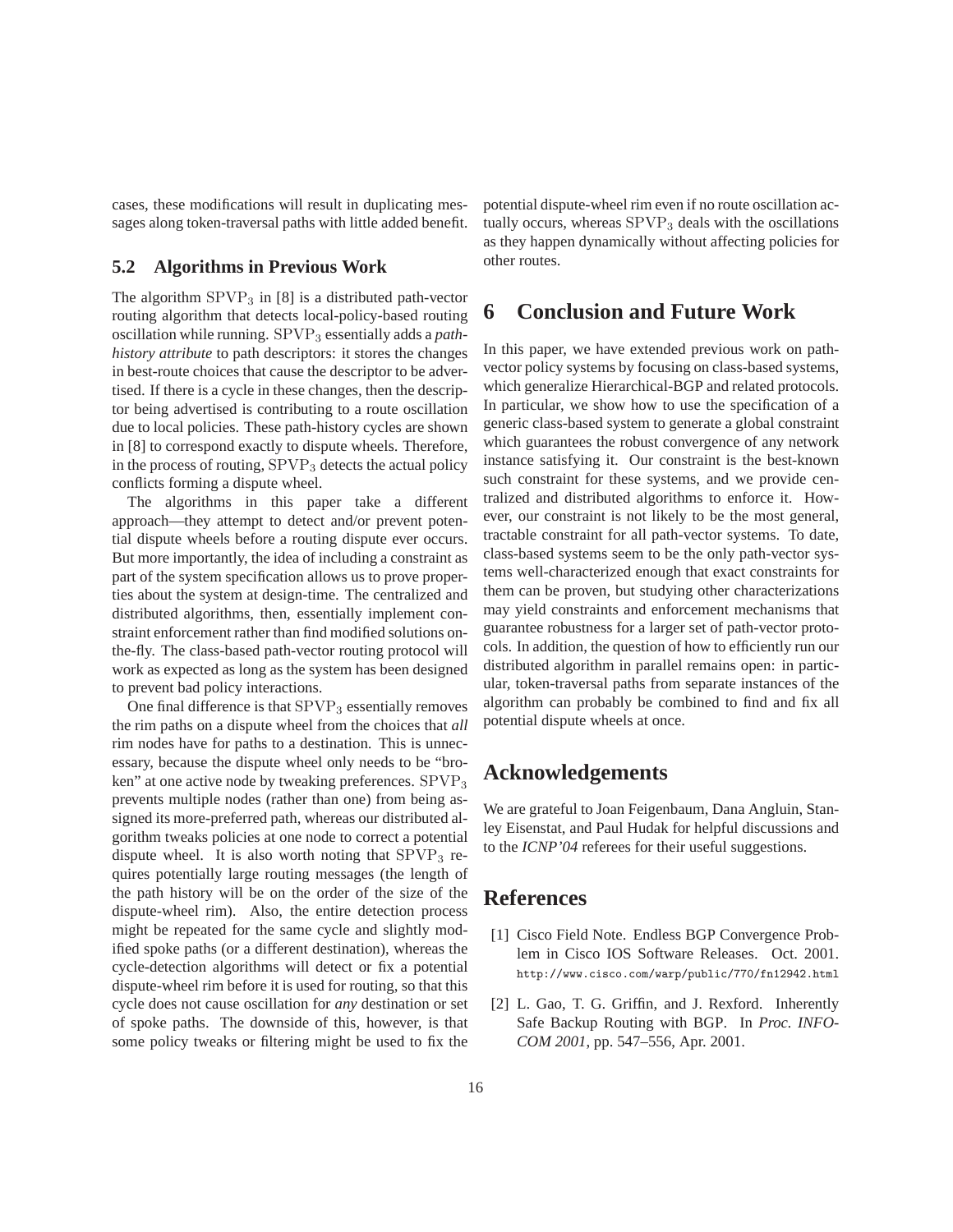cases, these modifications will result in duplicating messages along token-traversal paths with little added benefit.

### 5.2 Algorithms in Previous Work

The algorithm $\mathrm{SPVP}_3$ in [8] is a distributed path-vector routing algorithm that detects local-policy-based routing oscillation while running. $\mathrm{SPVP}_3$ essentially adds a *path-history attribute* to path descriptors: it stores the changes in best-route choices that cause the descriptor to be advertised. If there is a cycle in these changes, then the descriptor being advertised is contributing to a route oscillation due to local policies. These path-history cycles are shown in [8] to correspond exactly to dispute wheels. Therefore, in the process of routing, $\mathrm{SPVP}_3$ detects the actual policy conflicts forming a dispute wheel.

The algorithms in this paper take a different approach—they attempt to detect and/or prevent potential dispute wheels before a routing dispute ever occurs. But more importantly, the idea of including a constraint as part of the system specification allows us to prove properties about the system at design-time. The centralized and distributed algorithms, then, essentially implement constraint enforcement rather than find modified solutions on-the-fly. The class-based path-vector routing protocol will work as expected as long as the system has been designed to prevent bad policy interactions.

One final difference is that $\mathrm{SPVP}_3$ essentially removes the rim paths on a dispute wheel from the choices that *all* rim nodes have for paths to a destination. This is unnecessary, because the dispute wheel only needs to be "broken" at one active node by tweaking preferences. $\mathrm{SPVP}_3$ prevents multiple nodes (rather than one) from being assigned its more-preferred path, whereas our distributed algorithm tweaks policies at one node to correct a potential dispute wheel. It is also worth noting that $\mathrm{SPVP}_3$ requires potentially large routing messages (the length of the path history will be on the order of the size of the dispute-wheel rim). Also, the entire detection process might be repeated for the same cycle and slightly modified spoke paths (or a different destination), whereas the cycle-detection algorithms will detect or fix a potential dispute-wheel rim before it is used for routing, so that this cycle does not cause oscillation for *any* destination or set of spoke paths. The downside of this, however, is that some policy tweaks or filtering might be used to fix the potential dispute-wheel rim even if no route oscillation actually occurs, whereas $\mathrm{SPVP}_3$ deals with the oscillations as they happen dynamically without affecting policies for other routes.

## 6 Conclusion and Future Work

In this paper, we have extended previous work on path-vector policy systems by focusing on class-based systems, which generalize Hierarchical-BGP and related protocols. In particular, we show how to use the specification of a generic class-based system to generate a global constraint which guarantees the robust convergence of any network instance satisfying it. Our constraint is the best-known such constraint for these systems, and we provide centralized and distributed algorithms to enforce it. However, our constraint is not likely to be the most general, tractable constraint for all path-vector systems. To date, class-based systems seem to be the only path-vector systems well-characterized enough that exact constraints for them can be proven, but studying other characterizations may yield constraints and enforcement mechanisms that guarantee robustness for a larger set of path-vector protocols. In addition, the question of how to efficiently run our distributed algorithm in parallel remains open: in particular, token-traversal paths from separate instances of the algorithm can probably be combined to find and fix all potential dispute wheels at once.

## Acknowledgements

We are grateful to Joan Feigenbaum, Dana Angluin, Stanley Eisenstat, and Paul Hudak for helpful discussions and to the *ICNP'04* referees for their useful suggestions.

## References

[1] Cisco Field Note. Endless BGP Convergence Problem in Cisco IOS Software Releases. Oct. 2001. http://www.cisco.com/warp/public/770/fn12942.html

[2] L. Gao, T. G. Griffin, and J. Rexford. Inherently Safe Backup Routing with BGP. In *Proc. INFOCOM 2001*, pp. 547–556, Apr. 2001.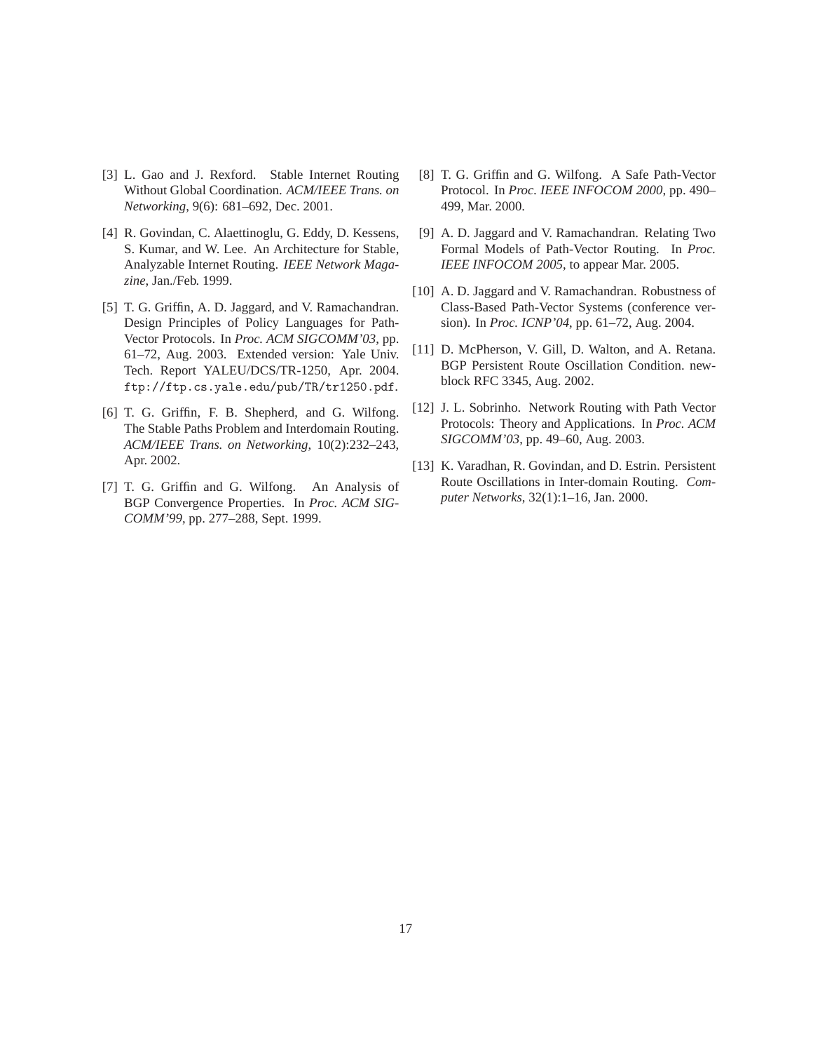[3] L. Gao and J. Rexford. Stable Internet Routing Without Global Coordination. *ACM/IEEE Trans. on Networking*, 9(6): 681–692, Dec. 2001.

[4] R. Govindan, C. Alaettinoglu, G. Eddy, D. Kessens, S. Kumar, and W. Lee. An Architecture for Stable, Analyzable Internet Routing. *IEEE Network Magazine*, Jan./Feb. 1999.

[5] T. G. Griffin, A. D. Jaggard, and V. Ramachandran. Design Principles of Policy Languages for Path-Vector Protocols. In *Proc. ACM SIGCOMM'03*, pp. 61–72, Aug. 2003. Extended version: Yale Univ. Tech. Report YALEU/DCS/TR-1250, Apr. 2004. `ftp://ftp.cs.yale.edu/pub/TR/tr1250.pdf`.

[6] T. G. Griffin, F. B. Shepherd, and G. Wilfong. The Stable Paths Problem and Interdomain Routing. *ACM/IEEE Trans. on Networking*, 10(2):232–243, Apr. 2002.

[7] T. G. Griffin and G. Wilfong. An Analysis of BGP Convergence Properties. In *Proc. ACM SIGCOMM'99*, pp. 277–288, Sept. 1999.

[8] T. G. Griffin and G. Wilfong. A Safe Path-Vector Protocol. In *Proc. IEEE INFOCOM 2000*, pp. 490–499, Mar. 2000.

[9] A. D. Jaggard and V. Ramachandran. Relating Two Formal Models of Path-Vector Routing. In *Proc. IEEE INFOCOM 2005*, to appear Mar. 2005.

[10] A. D. Jaggard and V. Ramachandran. Robustness of Class-Based Path-Vector Systems (conference version). In *Proc. ICNP'04*, pp. 61–72, Aug. 2004.

[11] D. McPherson, V. Gill, D. Walton, and A. Retana. BGP Persistent Route Oscillation Condition. newblock RFC 3345, Aug. 2002.

[12] J. L. Sobrinho. Network Routing with Path Vector Protocols: Theory and Applications. In *Proc. ACM SIGCOMM'03*, pp. 49–60, Aug. 2003.

[13] K. Varadhan, R. Govindan, and D. Estrin. Persistent Route Oscillations in Inter-domain Routing. *Computer Networks*, 32(1):1–16, Jan. 2000.